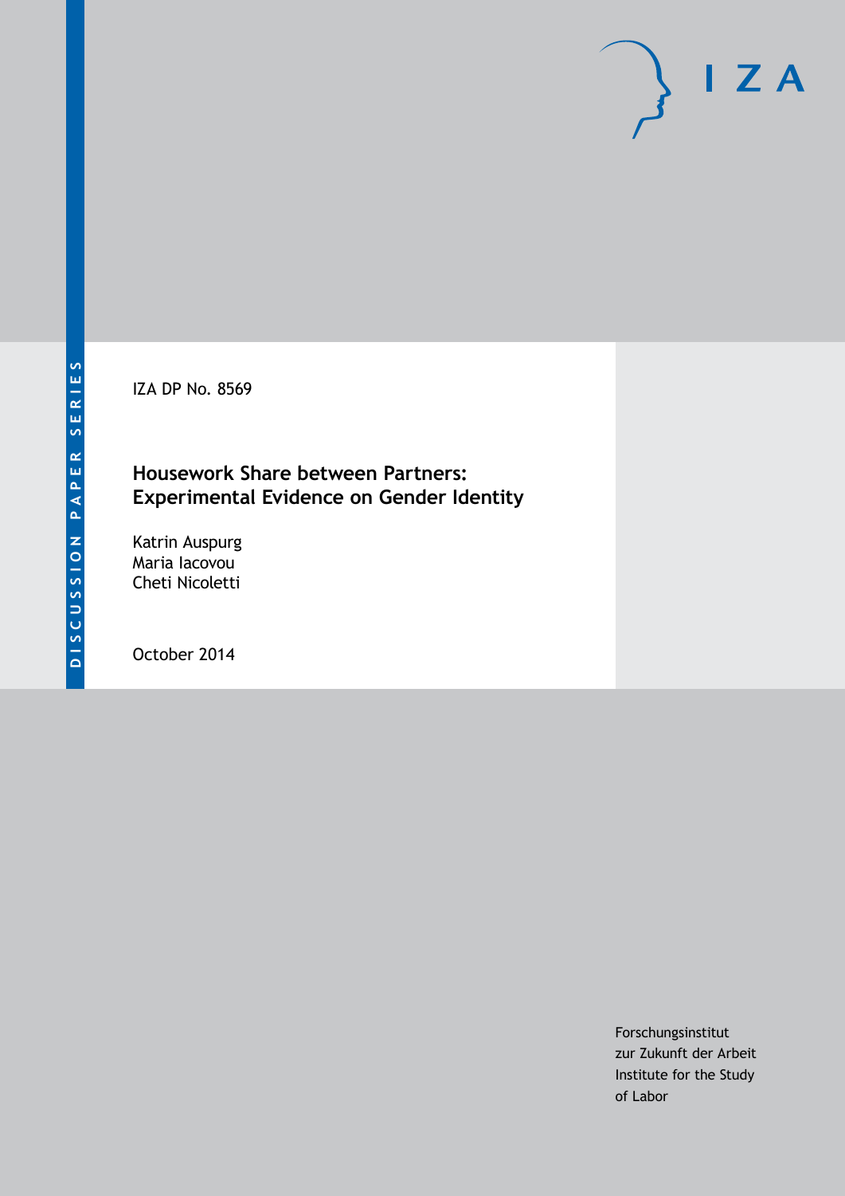DISCUSSION PAPER SERIES

IZA DP No. 8569

# Housework Share between Partners: Experimental Evidence on Gender Identity

Katrin Auspurg
Maria Iacovou
Cheti Nicoletti

October 2014

Forschungsinstitut
zur Zukunft der Arbeit
Institute for the Study
of Labor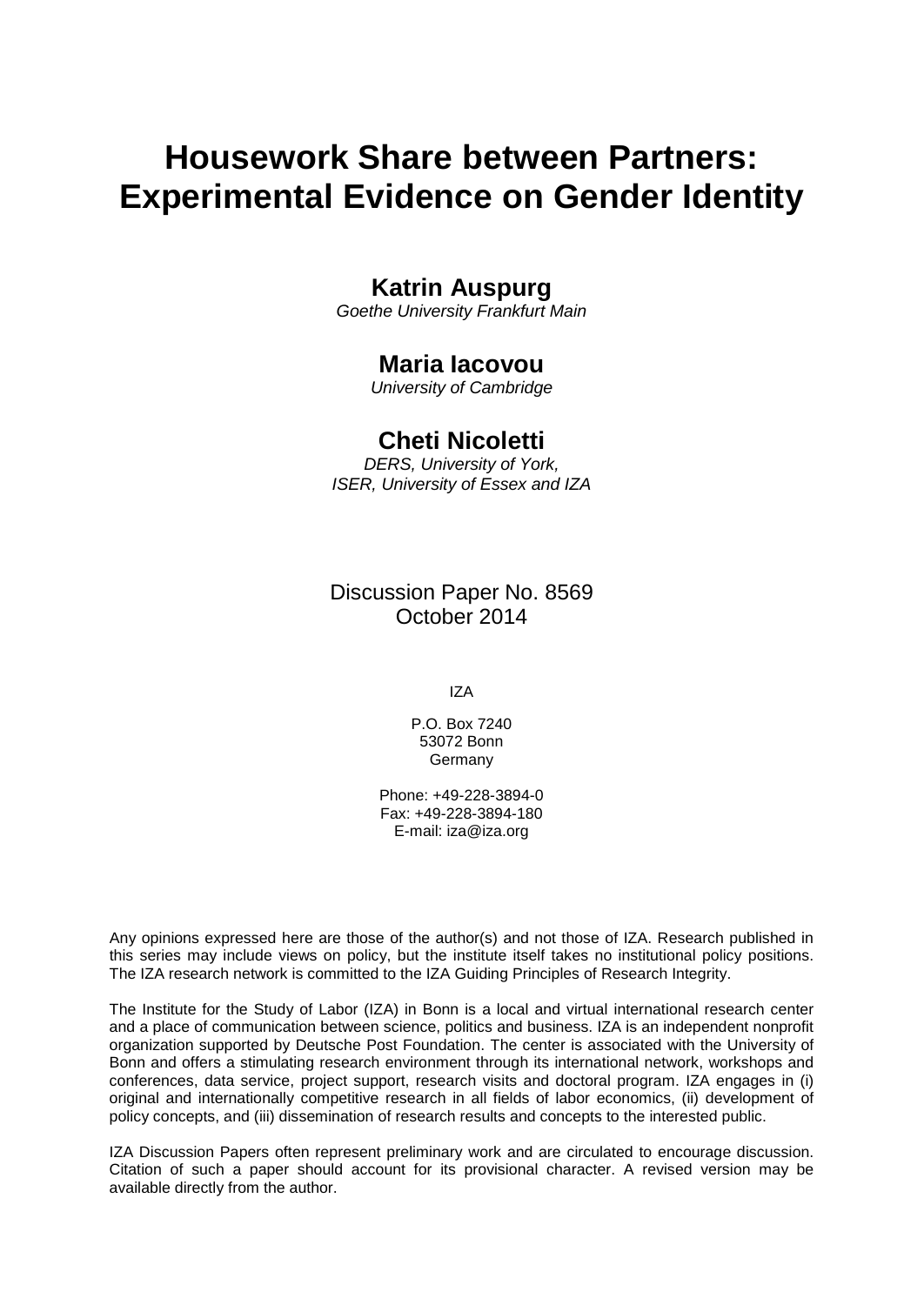# Housework Share between Partners: Experimental Evidence on Gender Identity

**Katrin Auspurg**
*Goethe University Frankfurt Main*

**Maria Iacovou**
*University of Cambridge*

**Cheti Nicoletti**
*DERS, University of York, ISER, University of Essex and IZA*

Discussion Paper No. 8569
October 2014

IZA

P.O. Box 7240
53072 Bonn
Germany

Phone: +49-228-3894-0
Fax: +49-228-3894-180
E-mail: iza@iza.org

Any opinions expressed here are those of the author(s) and not those of IZA. Research published in this series may include views on policy, but the institute itself takes no institutional policy positions. The IZA research network is committed to the IZA Guiding Principles of Research Integrity.

The Institute for the Study of Labor (IZA) in Bonn is a local and virtual international research center and a place of communication between science, politics and business. IZA is an independent nonprofit organization supported by Deutsche Post Foundation. The center is associated with the University of Bonn and offers a stimulating research environment through its international network, workshops and conferences, data service, project support, research visits and doctoral program. IZA engages in (i) original and internationally competitive research in all fields of labor economics, (ii) development of policy concepts, and (iii) dissemination of research results and concepts to the interested public.

IZA Discussion Papers often represent preliminary work and are circulated to encourage discussion. Citation of such a paper should account for its provisional character. A revised version may be available directly from the author.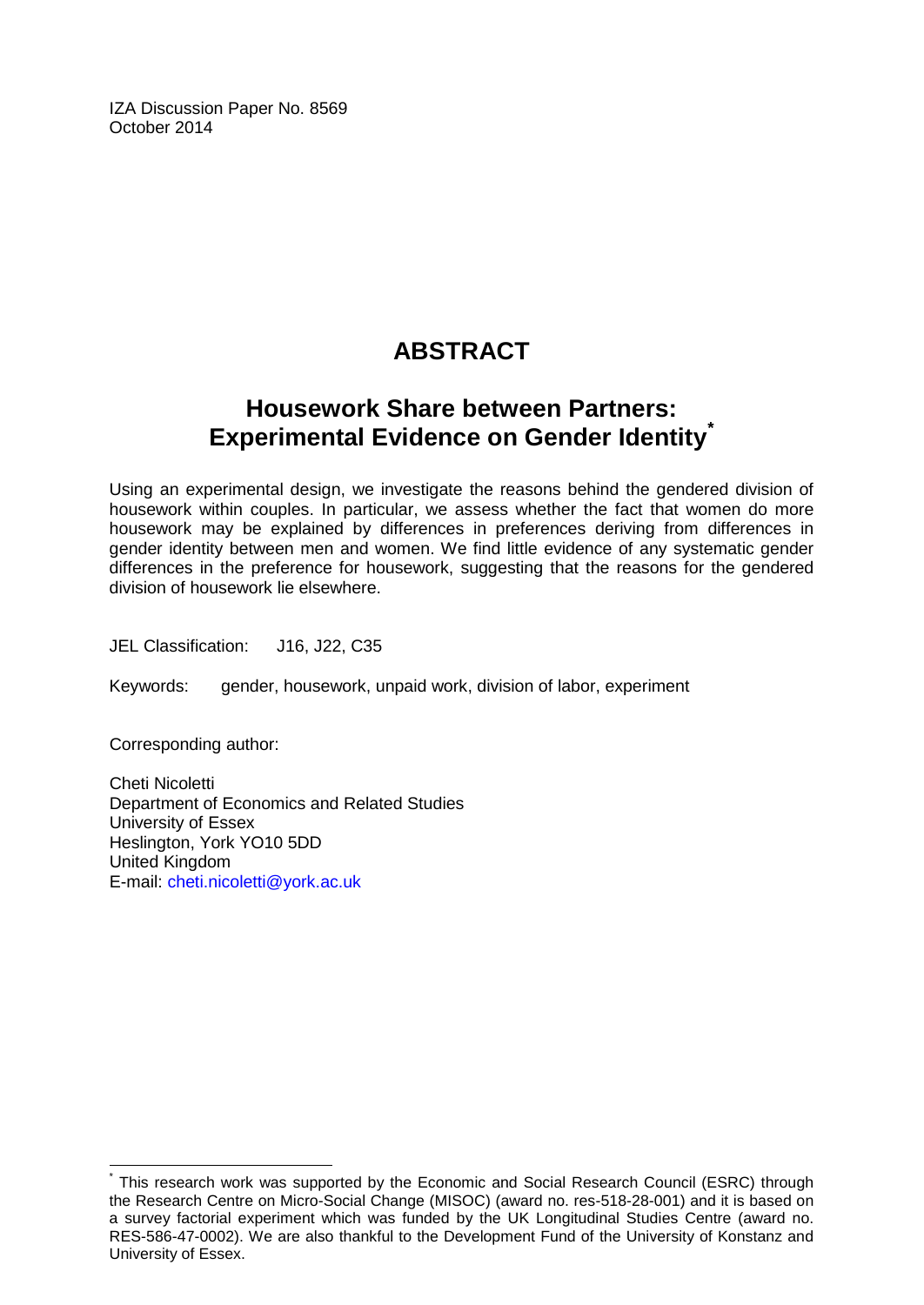IZA Discussion Paper No. 8569
October 2014

# ABSTRACT

## Housework Share between Partners: Experimental Evidence on Gender Identity[*]

Using an experimental design, we investigate the reasons behind the gendered division of housework within couples. In particular, we assess whether the fact that women do more housework may be explained by differences in preferences deriving from differences in gender identity between men and women. We find little evidence of any systematic gender differences in the preference for housework, suggesting that the reasons for the gendered division of housework lie elsewhere.

JEL Classification: J16, J22, C35

Keywords: gender, housework, unpaid work, division of labor, experiment

Corresponding author:

Cheti Nicoletti
Department of Economics and Related Studies
University of Essex
Heslington, York YO10 5DD
United Kingdom
E-mail: cheti.nicoletti@york.ac.uk

---

[*] This research work was supported by the Economic and Social Research Council (ESRC) through the Research Centre on Micro-Social Change (MISOC) (award no. res-518-28-001) and it is based on a survey factorial experiment which was funded by the UK Longitudinal Studies Centre (award no. RES-586-47-0002). We are also thankful to the Development Fund of the University of Konstanz and University of Essex.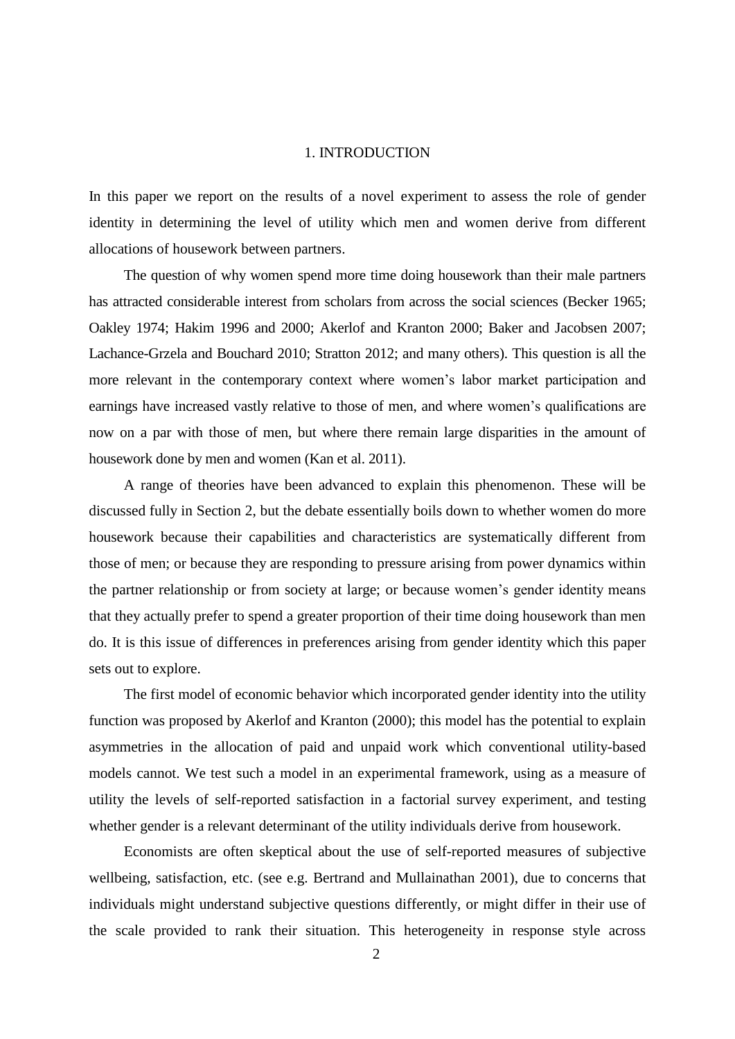# 1. INTRODUCTION

In this paper we report on the results of a novel experiment to assess the role of gender identity in determining the level of utility which men and women derive from different allocations of housework between partners.

The question of why women spend more time doing housework than their male partners has attracted considerable interest from scholars from across the social sciences (Becker 1965; Oakley 1974; Hakim 1996 and 2000; Akerlof and Kranton 2000; Baker and Jacobsen 2007; Lachance-Grzela and Bouchard 2010; Stratton 2012; and many others). This question is all the more relevant in the contemporary context where women's labor market participation and earnings have increased vastly relative to those of men, and where women's qualifications are now on a par with those of men, but where there remain large disparities in the amount of housework done by men and women (Kan et al. 2011).

A range of theories have been advanced to explain this phenomenon. These will be discussed fully in Section 2, but the debate essentially boils down to whether women do more housework because their capabilities and characteristics are systematically different from those of men; or because they are responding to pressure arising from power dynamics within the partner relationship or from society at large; or because women's gender identity means that they actually prefer to spend a greater proportion of their time doing housework than men do. It is this issue of differences in preferences arising from gender identity which this paper sets out to explore.

The first model of economic behavior which incorporated gender identity into the utility function was proposed by Akerlof and Kranton (2000); this model has the potential to explain asymmetries in the allocation of paid and unpaid work which conventional utility-based models cannot. We test such a model in an experimental framework, using as a measure of utility the levels of self-reported satisfaction in a factorial survey experiment, and testing whether gender is a relevant determinant of the utility individuals derive from housework.

Economists are often skeptical about the use of self-reported measures of subjective wellbeing, satisfaction, etc. (see e.g. Bertrand and Mullainathan 2001), due to concerns that individuals might understand subjective questions differently, or might differ in their use of the scale provided to rank their situation. This heterogeneity in response style across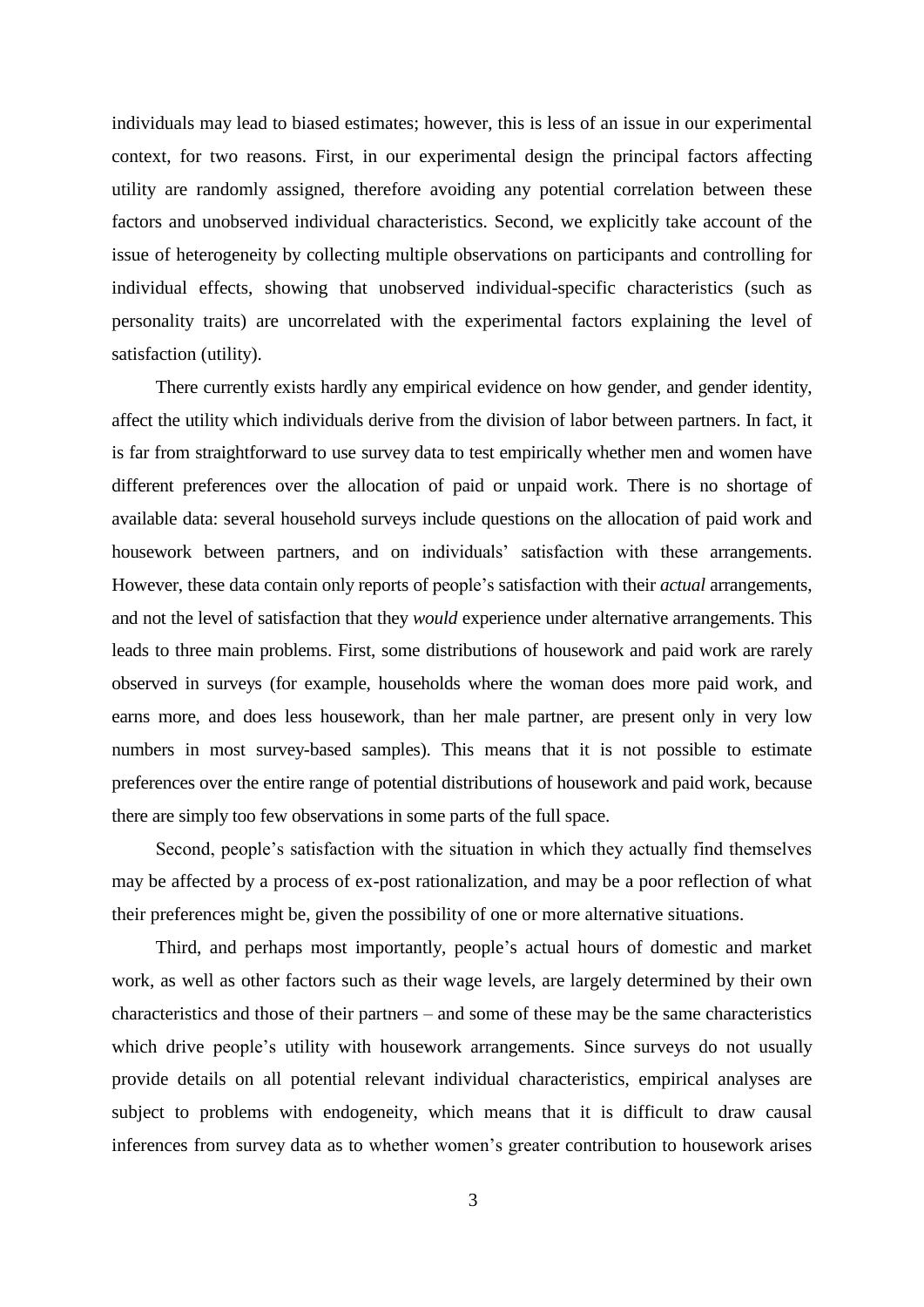individuals may lead to biased estimates; however, this is less of an issue in our experimental context, for two reasons. First, in our experimental design the principal factors affecting utility are randomly assigned, therefore avoiding any potential correlation between these factors and unobserved individual characteristics. Second, we explicitly take account of the issue of heterogeneity by collecting multiple observations on participants and controlling for individual effects, showing that unobserved individual-specific characteristics (such as personality traits) are uncorrelated with the experimental factors explaining the level of satisfaction (utility).

There currently exists hardly any empirical evidence on how gender, and gender identity, affect the utility which individuals derive from the division of labor between partners. In fact, it is far from straightforward to use survey data to test empirically whether men and women have different preferences over the allocation of paid or unpaid work. There is no shortage of available data: several household surveys include questions on the allocation of paid work and housework between partners, and on individuals' satisfaction with these arrangements. However, these data contain only reports of people's satisfaction with their *actual* arrangements, and not the level of satisfaction that they *would* experience under alternative arrangements. This leads to three main problems. First, some distributions of housework and paid work are rarely observed in surveys (for example, households where the woman does more paid work, and earns more, and does less housework, than her male partner, are present only in very low numbers in most survey-based samples). This means that it is not possible to estimate preferences over the entire range of potential distributions of housework and paid work, because there are simply too few observations in some parts of the full space.

Second, people's satisfaction with the situation in which they actually find themselves may be affected by a process of ex-post rationalization, and may be a poor reflection of what their preferences might be, given the possibility of one or more alternative situations.

Third, and perhaps most importantly, people's actual hours of domestic and market work, as well as other factors such as their wage levels, are largely determined by their own characteristics and those of their partners – and some of these may be the same characteristics which drive people's utility with housework arrangements. Since surveys do not usually provide details on all potential relevant individual characteristics, empirical analyses are subject to problems with endogeneity, which means that it is difficult to draw causal inferences from survey data as to whether women's greater contribution to housework arises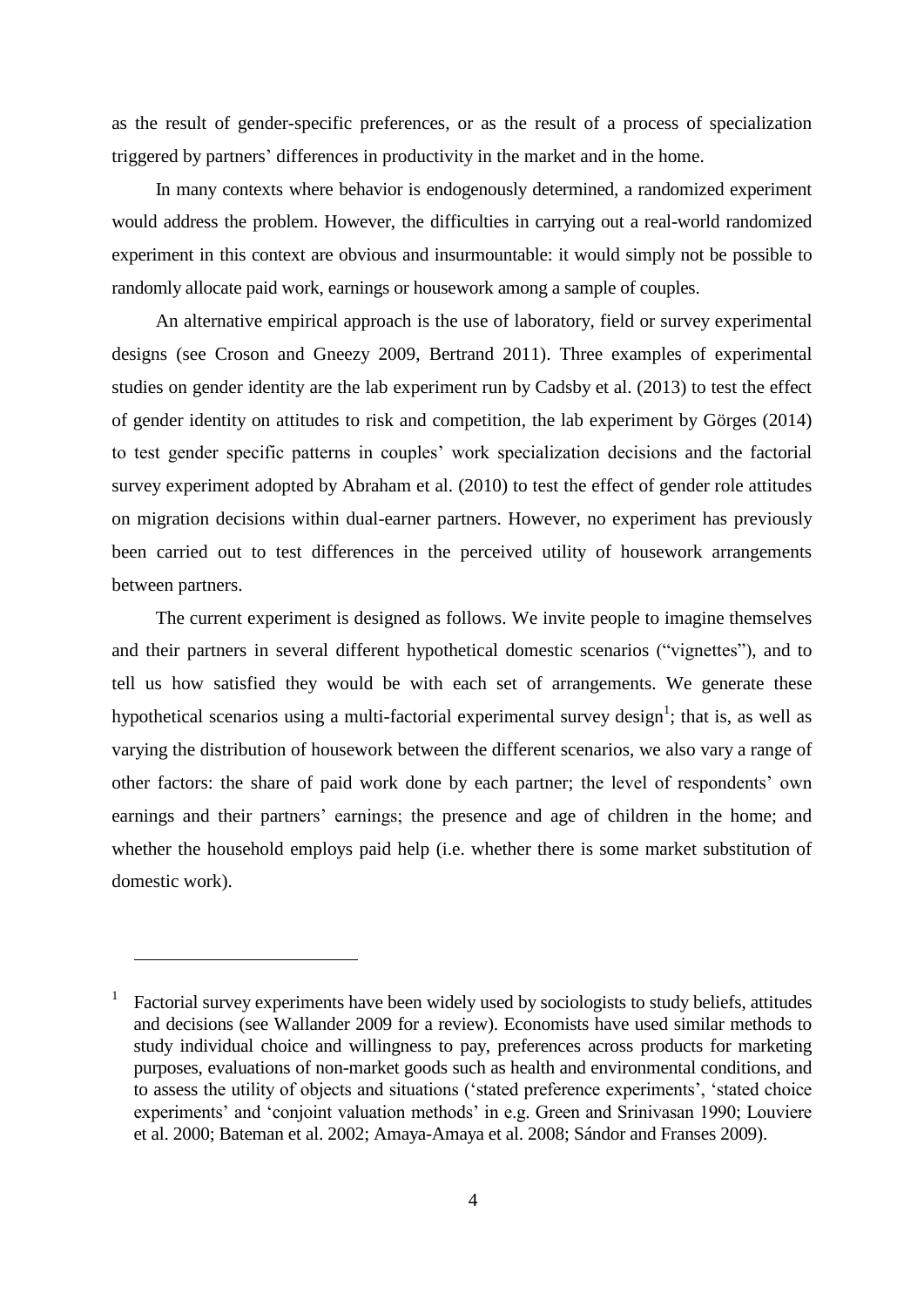as the result of gender-specific preferences, or as the result of a process of specialization triggered by partners' differences in productivity in the market and in the home.

In many contexts where behavior is endogenously determined, a randomized experiment would address the problem. However, the difficulties in carrying out a real-world randomized experiment in this context are obvious and insurmountable: it would simply not be possible to randomly allocate paid work, earnings or housework among a sample of couples.

An alternative empirical approach is the use of laboratory, field or survey experimental designs (see Croson and Gneezy 2009, Bertrand 2011). Three examples of experimental studies on gender identity are the lab experiment run by Cadsby et al. (2013) to test the effect of gender identity on attitudes to risk and competition, the lab experiment by Görges (2014) to test gender specific patterns in couples' work specialization decisions and the factorial survey experiment adopted by Abraham et al. (2010) to test the effect of gender role attitudes on migration decisions within dual-earner partners. However, no experiment has previously been carried out to test differences in the perceived utility of housework arrangements between partners.

The current experiment is designed as follows. We invite people to imagine themselves and their partners in several different hypothetical domestic scenarios ("vignettes"), and to tell us how satisfied they would be with each set of arrangements. We generate these hypothetical scenarios using a multi-factorial experimental survey design[1]; that is, as well as varying the distribution of housework between the different scenarios, we also vary a range of other factors: the share of paid work done by each partner; the level of respondents' own earnings and their partners' earnings; the presence and age of children in the home; and whether the household employs paid help (i.e. whether there is some market substitution of domestic work).

---

[1] Factorial survey experiments have been widely used by sociologists to study beliefs, attitudes and decisions (see Wallander 2009 for a review). Economists have used similar methods to study individual choice and willingness to pay, preferences across products for marketing purposes, evaluations of non-market goods such as health and environmental conditions, and to assess the utility of objects and situations ('stated preference experiments', 'stated choice experiments' and 'conjoint valuation methods' in e.g. Green and Srinivasan 1990; Louviere et al. 2000; Bateman et al. 2002; Amaya-Amaya et al. 2008; Sándor and Franses 2009).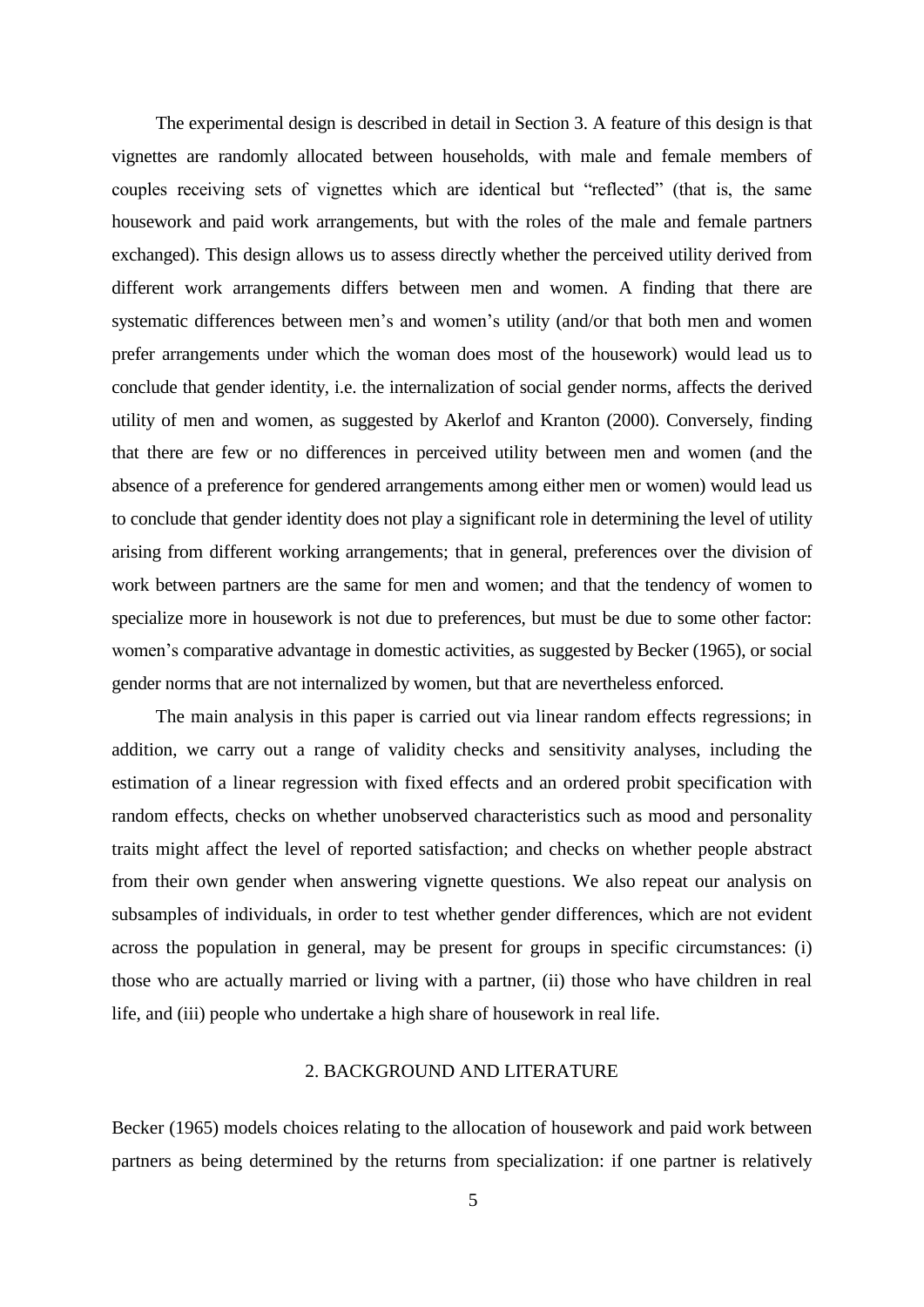The experimental design is described in detail in Section 3. A feature of this design is that vignettes are randomly allocated between households, with male and female members of couples receiving sets of vignettes which are identical but "reflected" (that is, the same housework and paid work arrangements, but with the roles of the male and female partners exchanged). This design allows us to assess directly whether the perceived utility derived from different work arrangements differs between men and women. A finding that there are systematic differences between men's and women's utility (and/or that both men and women prefer arrangements under which the woman does most of the housework) would lead us to conclude that gender identity, i.e. the internalization of social gender norms, affects the derived utility of men and women, as suggested by Akerlof and Kranton (2000). Conversely, finding that there are few or no differences in perceived utility between men and women (and the absence of a preference for gendered arrangements among either men or women) would lead us to conclude that gender identity does not play a significant role in determining the level of utility arising from different working arrangements; that in general, preferences over the division of work between partners are the same for men and women; and that the tendency of women to specialize more in housework is not due to preferences, but must be due to some other factor: women's comparative advantage in domestic activities, as suggested by Becker (1965), or social gender norms that are not internalized by women, but that are nevertheless enforced.

The main analysis in this paper is carried out via linear random effects regressions; in addition, we carry out a range of validity checks and sensitivity analyses, including the estimation of a linear regression with fixed effects and an ordered probit specification with random effects, checks on whether unobserved characteristics such as mood and personality traits might affect the level of reported satisfaction; and checks on whether people abstract from their own gender when answering vignette questions. We also repeat our analysis on subsamples of individuals, in order to test whether gender differences, which are not evident across the population in general, may be present for groups in specific circumstances: (i) those who are actually married or living with a partner, (ii) those who have children in real life, and (iii) people who undertake a high share of housework in real life.

## 2. BACKGROUND AND LITERATURE

Becker (1965) models choices relating to the allocation of housework and paid work between partners as being determined by the returns from specialization: if one partner is relatively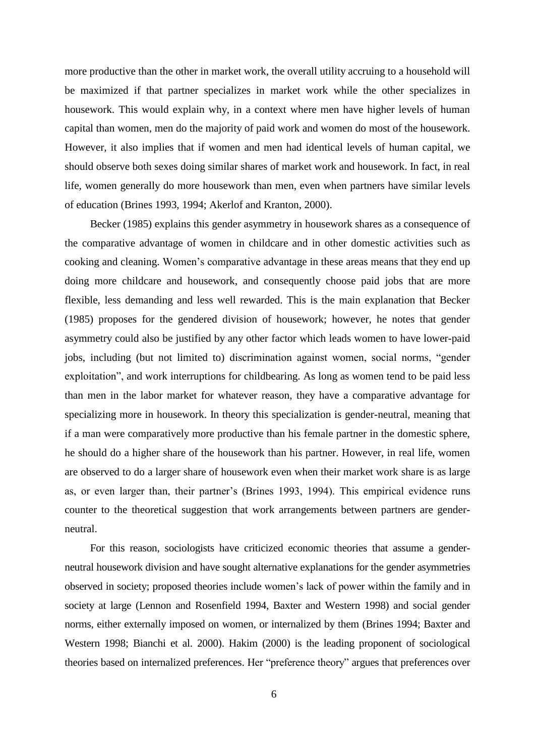more productive than the other in market work, the overall utility accruing to a household will be maximized if that partner specializes in market work while the other specializes in housework. This would explain why, in a context where men have higher levels of human capital than women, men do the majority of paid work and women do most of the housework. However, it also implies that if women and men had identical levels of human capital, we should observe both sexes doing similar shares of market work and housework. In fact, in real life, women generally do more housework than men, even when partners have similar levels of education (Brines 1993, 1994; Akerlof and Kranton, 2000).

Becker (1985) explains this gender asymmetry in housework shares as a consequence of the comparative advantage of women in childcare and in other domestic activities such as cooking and cleaning. Women's comparative advantage in these areas means that they end up doing more childcare and housework, and consequently choose paid jobs that are more flexible, less demanding and less well rewarded. This is the main explanation that Becker (1985) proposes for the gendered division of housework; however, he notes that gender asymmetry could also be justified by any other factor which leads women to have lower-paid jobs, including (but not limited to) discrimination against women, social norms, "gender exploitation", and work interruptions for childbearing. As long as women tend to be paid less than men in the labor market for whatever reason, they have a comparative advantage for specializing more in housework. In theory this specialization is gender-neutral, meaning that if a man were comparatively more productive than his female partner in the domestic sphere, he should do a higher share of the housework than his partner. However, in real life, women are observed to do a larger share of housework even when their market work share is as large as, or even larger than, their partner's (Brines 1993, 1994). This empirical evidence runs counter to the theoretical suggestion that work arrangements between partners are gender-neutral.

For this reason, sociologists have criticized economic theories that assume a gender-neutral housework division and have sought alternative explanations for the gender asymmetries observed in society; proposed theories include women's lack of power within the family and in society at large (Lennon and Rosenfield 1994, Baxter and Western 1998) and social gender norms, either externally imposed on women, or internalized by them (Brines 1994; Baxter and Western 1998; Bianchi et al. 2000). Hakim (2000) is the leading proponent of sociological theories based on internalized preferences. Her "preference theory" argues that preferences over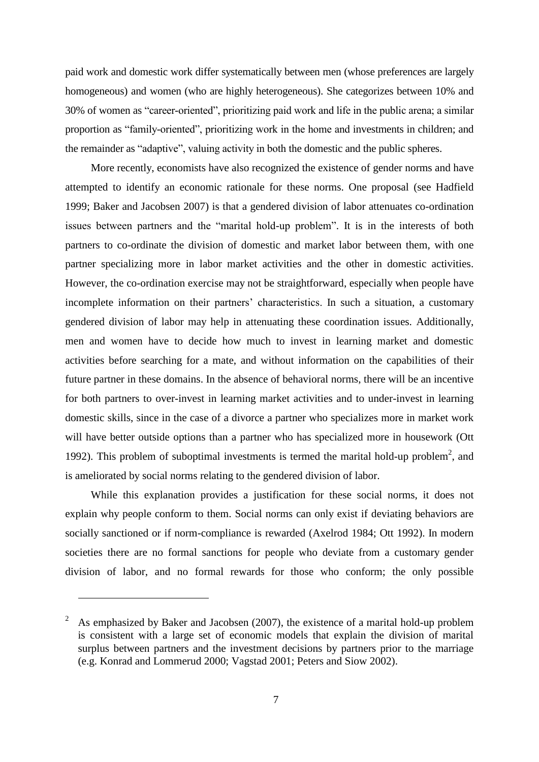paid work and domestic work differ systematically between men (whose preferences are largely homogeneous) and women (who are highly heterogeneous). She categorizes between 10% and 30% of women as "career-oriented", prioritizing paid work and life in the public arena; a similar proportion as "family-oriented", prioritizing work in the home and investments in children; and the remainder as "adaptive", valuing activity in both the domestic and the public spheres.

More recently, economists have also recognized the existence of gender norms and have attempted to identify an economic rationale for these norms. One proposal (see Hadfield 1999; Baker and Jacobsen 2007) is that a gendered division of labor attenuates co-ordination issues between partners and the "marital hold-up problem". It is in the interests of both partners to co-ordinate the division of domestic and market labor between them, with one partner specializing more in labor market activities and the other in domestic activities. However, the co-ordination exercise may not be straightforward, especially when people have incomplete information on their partners' characteristics. In such a situation, a customary gendered division of labor may help in attenuating these coordination issues. Additionally, men and women have to decide how much to invest in learning market and domestic activities before searching for a mate, and without information on the capabilities of their future partner in these domains. In the absence of behavioral norms, there will be an incentive for both partners to over-invest in learning market activities and to under-invest in learning domestic skills, since in the case of a divorce a partner who specializes more in market work will have better outside options than a partner who has specialized more in housework (Ott 1992). This problem of suboptimal investments is termed the marital hold-up problem[2], and is ameliorated by social norms relating to the gendered division of labor.

While this explanation provides a justification for these social norms, it does not explain why people conform to them. Social norms can only exist if deviating behaviors are socially sanctioned or if norm-compliance is rewarded (Axelrod 1984; Ott 1992). In modern societies there are no formal sanctions for people who deviate from a customary gender division of labor, and no formal rewards for those who conform; the only possible

[2] As emphasized by Baker and Jacobsen (2007), the existence of a marital hold-up problem is consistent with a large set of economic models that explain the division of marital surplus between partners and the investment decisions by partners prior to the marriage (e.g. Konrad and Lommerud 2000; Vagstad 2001; Peters and Siow 2002).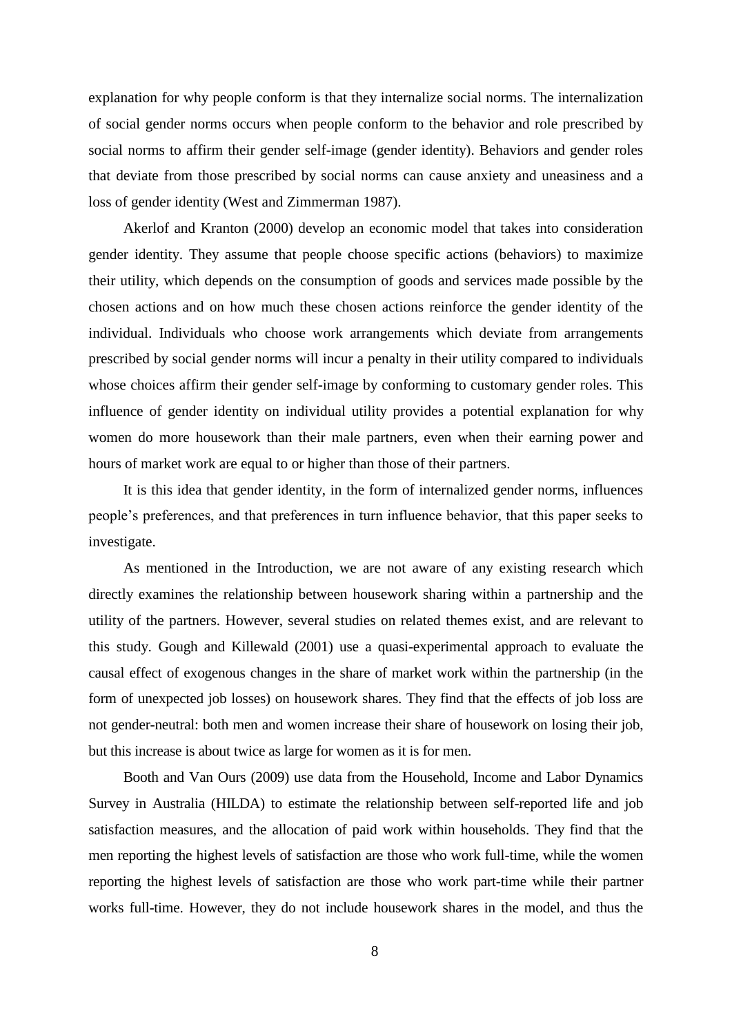explanation for why people conform is that they internalize social norms. The internalization of social gender norms occurs when people conform to the behavior and role prescribed by social norms to affirm their gender self-image (gender identity). Behaviors and gender roles that deviate from those prescribed by social norms can cause anxiety and uneasiness and a loss of gender identity (West and Zimmerman 1987).

Akerlof and Kranton (2000) develop an economic model that takes into consideration gender identity. They assume that people choose specific actions (behaviors) to maximize their utility, which depends on the consumption of goods and services made possible by the chosen actions and on how much these chosen actions reinforce the gender identity of the individual. Individuals who choose work arrangements which deviate from arrangements prescribed by social gender norms will incur a penalty in their utility compared to individuals whose choices affirm their gender self-image by conforming to customary gender roles. This influence of gender identity on individual utility provides a potential explanation for why women do more housework than their male partners, even when their earning power and hours of market work are equal to or higher than those of their partners.

It is this idea that gender identity, in the form of internalized gender norms, influences people's preferences, and that preferences in turn influence behavior, that this paper seeks to investigate.

As mentioned in the Introduction, we are not aware of any existing research which directly examines the relationship between housework sharing within a partnership and the utility of the partners. However, several studies on related themes exist, and are relevant to this study. Gough and Killewald (2001) use a quasi-experimental approach to evaluate the causal effect of exogenous changes in the share of market work within the partnership (in the form of unexpected job losses) on housework shares. They find that the effects of job loss are not gender-neutral: both men and women increase their share of housework on losing their job, but this increase is about twice as large for women as it is for men.

Booth and Van Ours (2009) use data from the Household, Income and Labor Dynamics Survey in Australia (HILDA) to estimate the relationship between self-reported life and job satisfaction measures, and the allocation of paid work within households. They find that the men reporting the highest levels of satisfaction are those who work full-time, while the women reporting the highest levels of satisfaction are those who work part-time while their partner works full-time. However, they do not include housework shares in the model, and thus the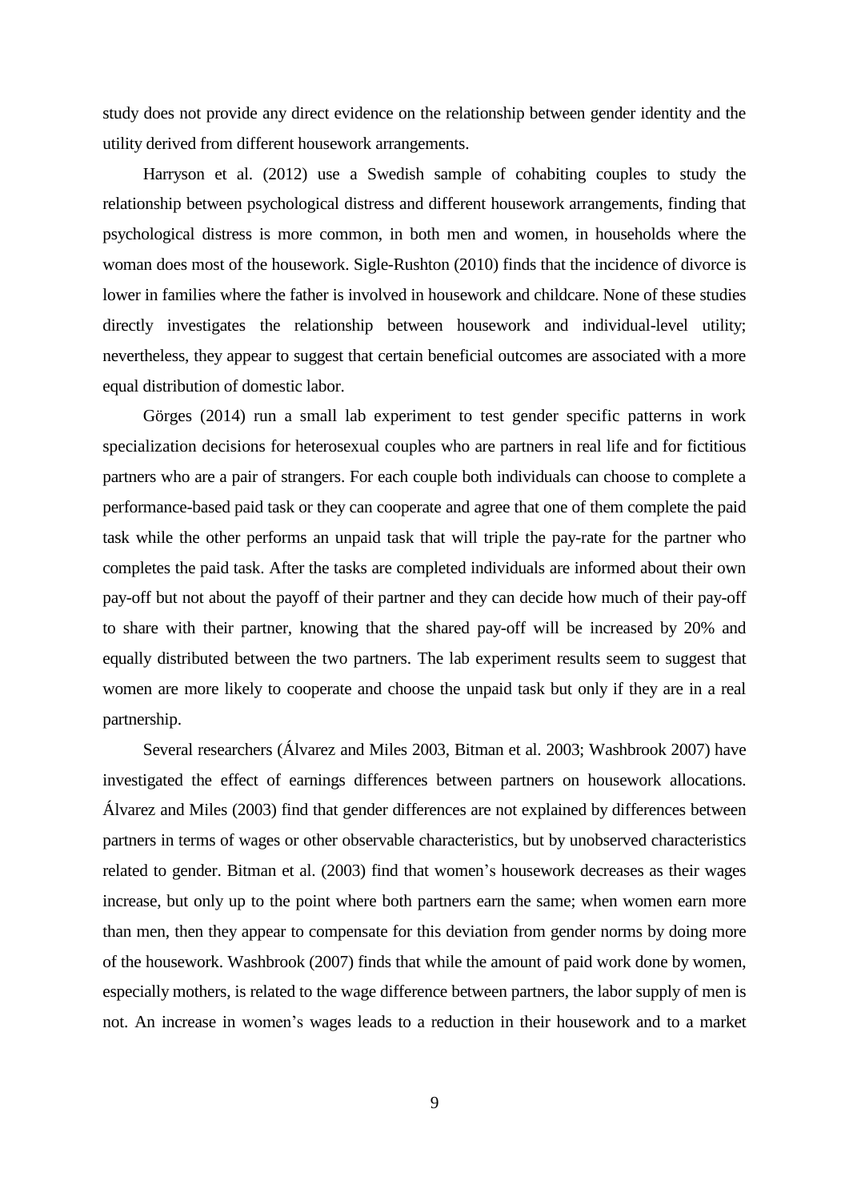study does not provide any direct evidence on the relationship between gender identity and the utility derived from different housework arrangements.

Harryson et al. (2012) use a Swedish sample of cohabiting couples to study the relationship between psychological distress and different housework arrangements, finding that psychological distress is more common, in both men and women, in households where the woman does most of the housework. Sigle-Rushton (2010) finds that the incidence of divorce is lower in families where the father is involved in housework and childcare. None of these studies directly investigates the relationship between housework and individual-level utility; nevertheless, they appear to suggest that certain beneficial outcomes are associated with a more equal distribution of domestic labor.

Görges (2014) run a small lab experiment to test gender specific patterns in work specialization decisions for heterosexual couples who are partners in real life and for fictitious partners who are a pair of strangers. For each couple both individuals can choose to complete a performance-based paid task or they can cooperate and agree that one of them complete the paid task while the other performs an unpaid task that will triple the pay-rate for the partner who completes the paid task. After the tasks are completed individuals are informed about their own pay-off but not about the payoff of their partner and they can decide how much of their pay-off to share with their partner, knowing that the shared pay-off will be increased by 20% and equally distributed between the two partners. The lab experiment results seem to suggest that women are more likely to cooperate and choose the unpaid task but only if they are in a real partnership.

Several researchers (Álvarez and Miles 2003, Bitman et al. 2003; Washbrook 2007) have investigated the effect of earnings differences between partners on housework allocations. Álvarez and Miles (2003) find that gender differences are not explained by differences between partners in terms of wages or other observable characteristics, but by unobserved characteristics related to gender. Bitman et al. (2003) find that women's housework decreases as their wages increase, but only up to the point where both partners earn the same; when women earn more than men, then they appear to compensate for this deviation from gender norms by doing more of the housework. Washbrook (2007) finds that while the amount of paid work done by women, especially mothers, is related to the wage difference between partners, the labor supply of men is not. An increase in women's wages leads to a reduction in their housework and to a market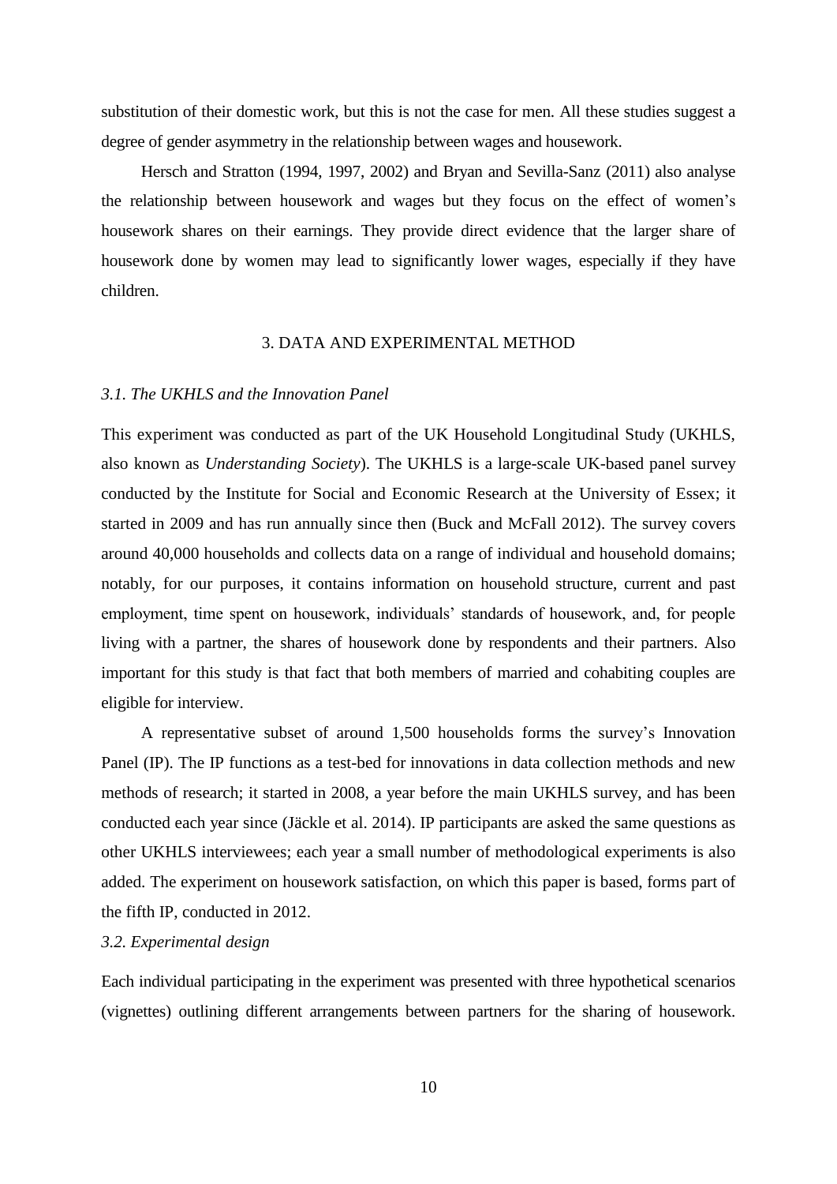substitution of their domestic work, but this is not the case for men. All these studies suggest a degree of gender asymmetry in the relationship between wages and housework.

Hersch and Stratton (1994, 1997, 2002) and Bryan and Sevilla-Sanz (2011) also analyse the relationship between housework and wages but they focus on the effect of women's housework shares on their earnings. They provide direct evidence that the larger share of housework done by women may lead to significantly lower wages, especially if they have children.

## 3. DATA AND EXPERIMENTAL METHOD

### *3.1. The UKHLS and the Innovation Panel*

This experiment was conducted as part of the UK Household Longitudinal Study (UKHLS, also known as *Understanding Society*). The UKHLS is a large-scale UK-based panel survey conducted by the Institute for Social and Economic Research at the University of Essex; it started in 2009 and has run annually since then (Buck and McFall 2012). The survey covers around 40,000 households and collects data on a range of individual and household domains; notably, for our purposes, it contains information on household structure, current and past employment, time spent on housework, individuals' standards of housework, and, for people living with a partner, the shares of housework done by respondents and their partners. Also important for this study is that fact that both members of married and cohabiting couples are eligible for interview.

A representative subset of around 1,500 households forms the survey's Innovation Panel (IP). The IP functions as a test-bed for innovations in data collection methods and new methods of research; it started in 2008, a year before the main UKHLS survey, and has been conducted each year since (Jäckle et al. 2014). IP participants are asked the same questions as other UKHLS interviewees; each year a small number of methodological experiments is also added. The experiment on housework satisfaction, on which this paper is based, forms part of the fifth IP, conducted in 2012.

### *3.2. Experimental design*

Each individual participating in the experiment was presented with three hypothetical scenarios (vignettes) outlining different arrangements between partners for the sharing of housework.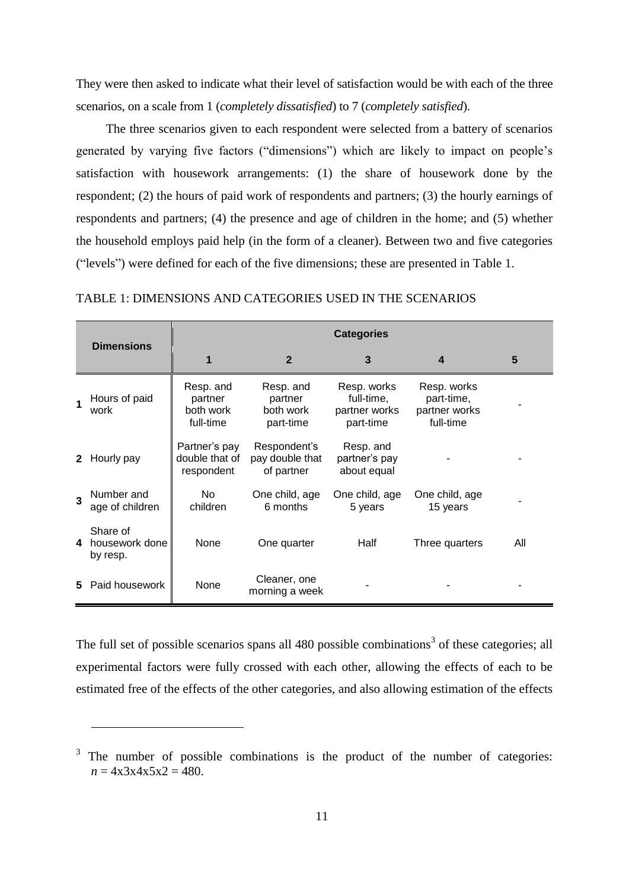They were then asked to indicate what their level of satisfaction would be with each of the three scenarios, on a scale from 1 (*completely dissatisfied*) to 7 (*completely satisfied*).

The three scenarios given to each respondent were selected from a battery of scenarios generated by varying five factors ("dimensions") which are likely to impact on people's satisfaction with housework arrangements: (1) the share of housework done by the respondent; (2) the hours of paid work of respondents and partners; (3) the hourly earnings of respondents and partners; (4) the presence and age of children in the home; and (5) whether the household employs paid help (in the form of a cleaner). Between two and five categories ("levels") were defined for each of the five dimensions; these are presented in Table 1.

TABLE 1: DIMENSIONS AND CATEGORIES USED IN THE SCENARIOS

| | Dimensions | Categories | | | | |
|---|---|---|---|---|---|---|
| | | **1** | **2** | **3** | **4** | **5** |
| **1** | Hours of paid work | Resp. and partner both work full-time | Resp. and partner both work part-time | Resp. works full-time, partner works part-time | Resp. works part-time, partner works full-time | - |
| **2** | Hourly pay | Partner's pay double that of respondent | Respondent's pay double that of partner | Resp. and partner's pay about equal | - | - |
| **3** | Number and age of children | No children | One child, age 6 months | One child, age 5 years | One child, age 15 years | - |
| **4** | Share of housework done by resp. | None | One quarter | Half | Three quarters | All |
| **5** | Paid housework | None | Cleaner, one morning a week | - | - | - |

The full set of possible scenarios spans all 480 possible combinations[3] of these categories; all experimental factors were fully crossed with each other, allowing the effects of each to be estimated free of the effects of the other categories, and also allowing estimation of the effects

[3] The number of possible combinations is the product of the number of categories: $n = 4x3x4x5x2 = 480$.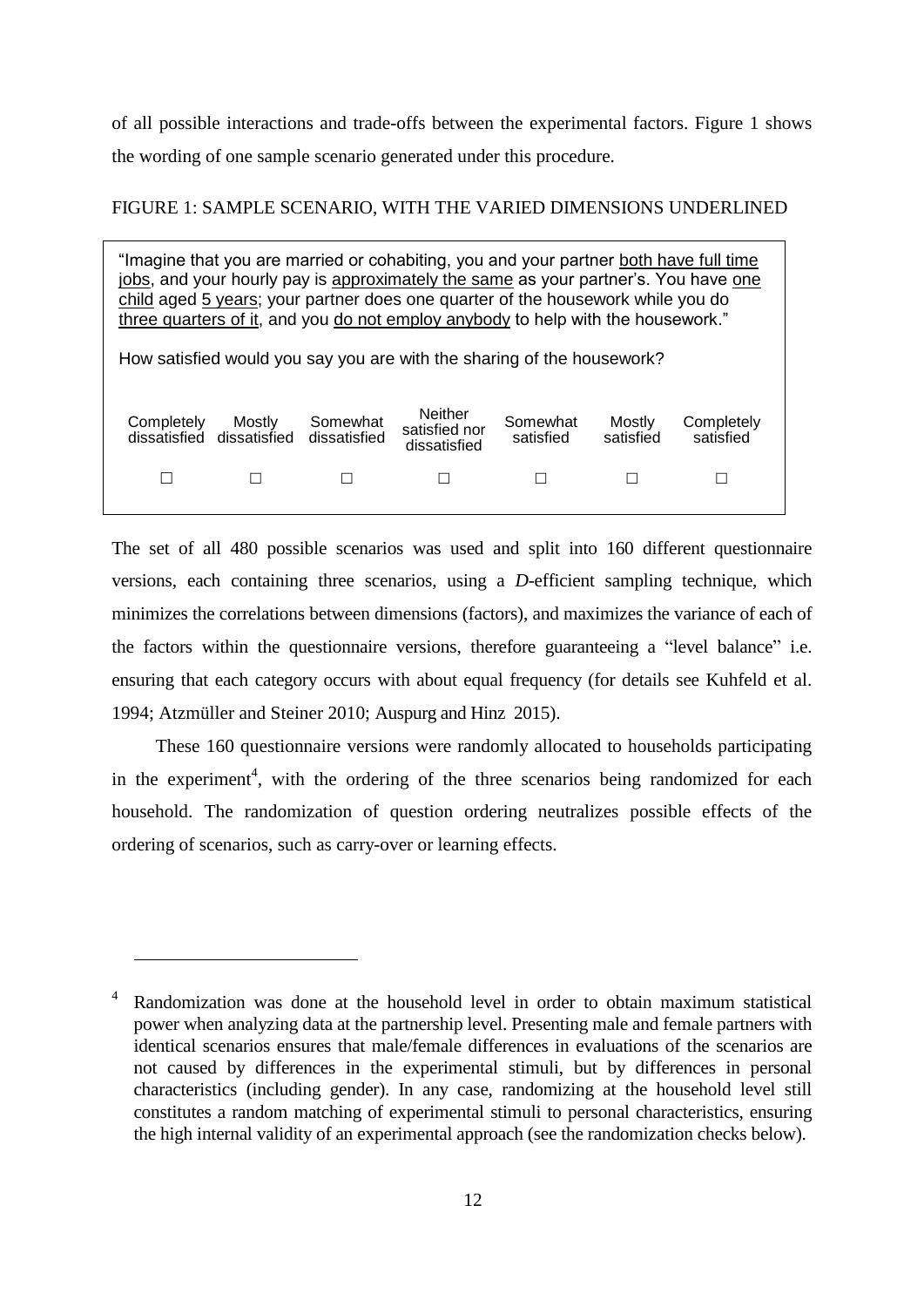of all possible interactions and trade-offs between the experimental factors. Figure 1 shows the wording of one sample scenario generated under this procedure.

FIGURE 1: SAMPLE SCENARIO, WITH THE VARIED DIMENSIONS UNDERLINED

> "Imagine that you are married or cohabiting, you and your partner <u>both have full time jobs</u>, and your hourly pay is <u>approximately the same</u> as your partner's. You have <u>one child</u> aged <u>5 years</u>; your partner does one quarter of the housework while you do <u>three quarters of it</u>, and you <u>do not employ anybody</u> to help with the housework."
>
> How satisfied would you say you are with the sharing of the housework?

| Completely dissatisfied | Mostly dissatisfied | Somewhat dissatisfied | Neither satisfied nor dissatisfied | Somewhat satisfied | Mostly satisfied | Completely satisfied |
|---|---|---|---|---|---|---|
| ☐ | ☐ | ☐ | ☐ | ☐ | ☐ | ☐ |

The set of all 480 possible scenarios was used and split into 160 different questionnaire versions, each containing three scenarios, using a *D*-efficient sampling technique, which minimizes the correlations between dimensions (factors), and maximizes the variance of each of the factors within the questionnaire versions, therefore guaranteeing a "level balance" i.e. ensuring that each category occurs with about equal frequency (for details see Kuhfeld et al. 1994; Atzmüller and Steiner 2010; Auspurg and Hinz 2015).

These 160 questionnaire versions were randomly allocated to households participating in the experiment[4], with the ordering of the three scenarios being randomized for each household. The randomization of question ordering neutralizes possible effects of the ordering of scenarios, such as carry-over or learning effects.

---

[4] Randomization was done at the household level in order to obtain maximum statistical power when analyzing data at the partnership level. Presenting male and female partners with identical scenarios ensures that male/female differences in evaluations of the scenarios are not caused by differences in the experimental stimuli, but by differences in personal characteristics (including gender). In any case, randomizing at the household level still constitutes a random matching of experimental stimuli to personal characteristics, ensuring the high internal validity of an experimental approach (see the randomization checks below).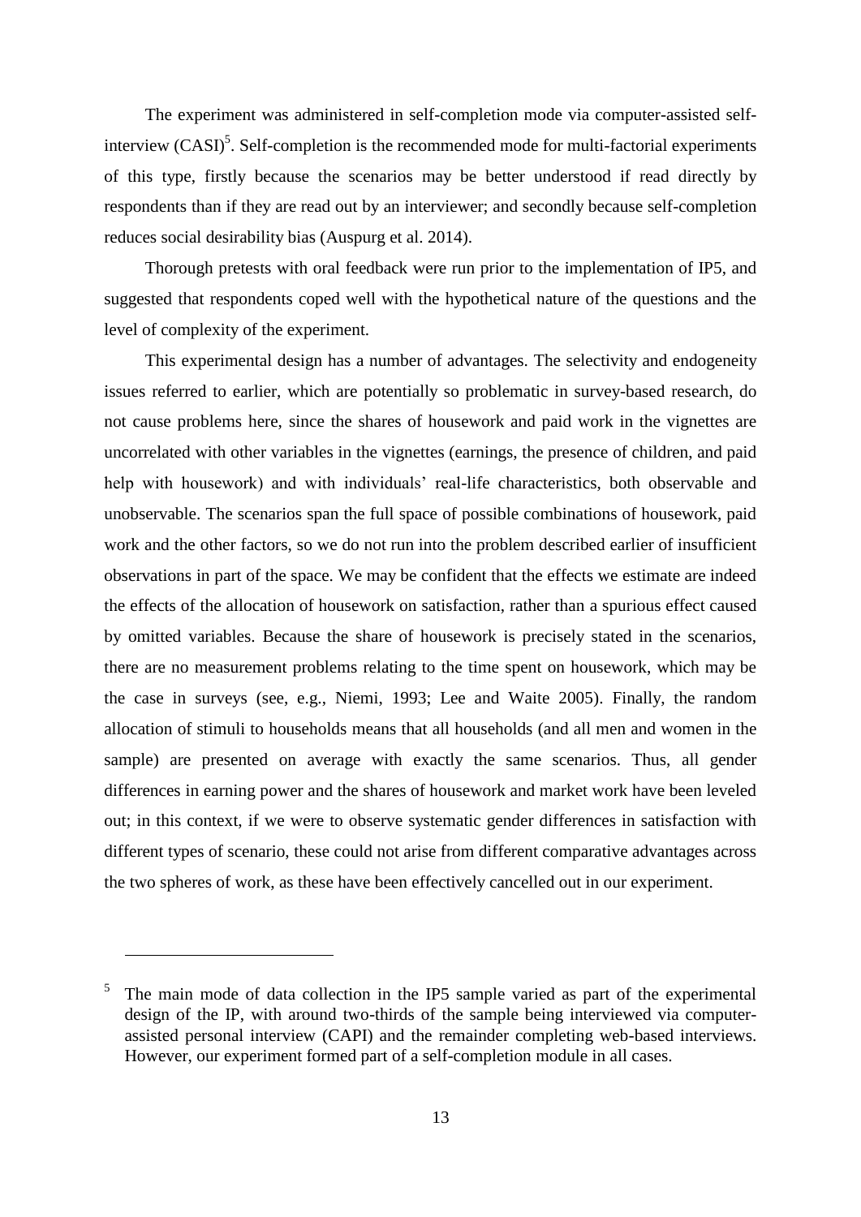The experiment was administered in self-completion mode via computer-assisted self-interview (CASI)[5]. Self-completion is the recommended mode for multi-factorial experiments of this type, firstly because the scenarios may be better understood if read directly by respondents than if they are read out by an interviewer; and secondly because self-completion reduces social desirability bias (Auspurg et al. 2014).

Thorough pretests with oral feedback were run prior to the implementation of IP5, and suggested that respondents coped well with the hypothetical nature of the questions and the level of complexity of the experiment.

This experimental design has a number of advantages. The selectivity and endogeneity issues referred to earlier, which are potentially so problematic in survey-based research, do not cause problems here, since the shares of housework and paid work in the vignettes are uncorrelated with other variables in the vignettes (earnings, the presence of children, and paid help with housework) and with individuals' real-life characteristics, both observable and unobservable. The scenarios span the full space of possible combinations of housework, paid work and the other factors, so we do not run into the problem described earlier of insufficient observations in part of the space. We may be confident that the effects we estimate are indeed the effects of the allocation of housework on satisfaction, rather than a spurious effect caused by omitted variables. Because the share of housework is precisely stated in the scenarios, there are no measurement problems relating to the time spent on housework, which may be the case in surveys (see, e.g., Niemi, 1993; Lee and Waite 2005). Finally, the random allocation of stimuli to households means that all households (and all men and women in the sample) are presented on average with exactly the same scenarios. Thus, all gender differences in earning power and the shares of housework and market work have been leveled out; in this context, if we were to observe systematic gender differences in satisfaction with different types of scenario, these could not arise from different comparative advantages across the two spheres of work, as these have been effectively cancelled out in our experiment.

[5] The main mode of data collection in the IP5 sample varied as part of the experimental design of the IP, with around two-thirds of the sample being interviewed via computer-assisted personal interview (CAPI) and the remainder completing web-based interviews. However, our experiment formed part of a self-completion module in all cases.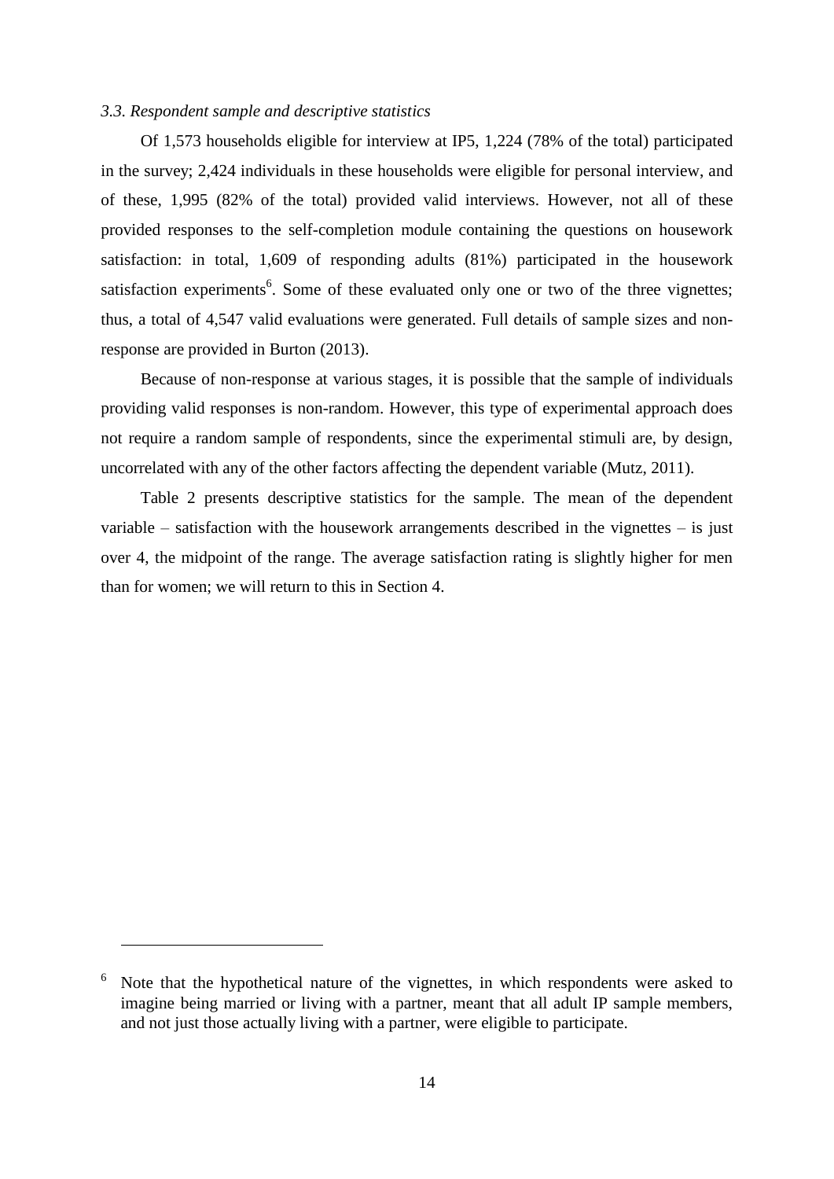### *3.3. Respondent sample and descriptive statistics*

Of 1,573 households eligible for interview at IP5, 1,224 (78% of the total) participated in the survey; 2,424 individuals in these households were eligible for personal interview, and of these, 1,995 (82% of the total) provided valid interviews. However, not all of these provided responses to the self-completion module containing the questions on housework satisfaction: in total, 1,609 of responding adults (81%) participated in the housework satisfaction experiments[6]. Some of these evaluated only one or two of the three vignettes; thus, a total of 4,547 valid evaluations were generated. Full details of sample sizes and non-response are provided in Burton (2013).

Because of non-response at various stages, it is possible that the sample of individuals providing valid responses is non-random. However, this type of experimental approach does not require a random sample of respondents, since the experimental stimuli are, by design, uncorrelated with any of the other factors affecting the dependent variable (Mutz, 2011).

Table 2 presents descriptive statistics for the sample. The mean of the dependent variable – satisfaction with the housework arrangements described in the vignettes – is just over 4, the midpoint of the range. The average satisfaction rating is slightly higher for men than for women; we will return to this in Section 4.

---

[6] Note that the hypothetical nature of the vignettes, in which respondents were asked to imagine being married or living with a partner, meant that all adult IP sample members, and not just those actually living with a partner, were eligible to participate.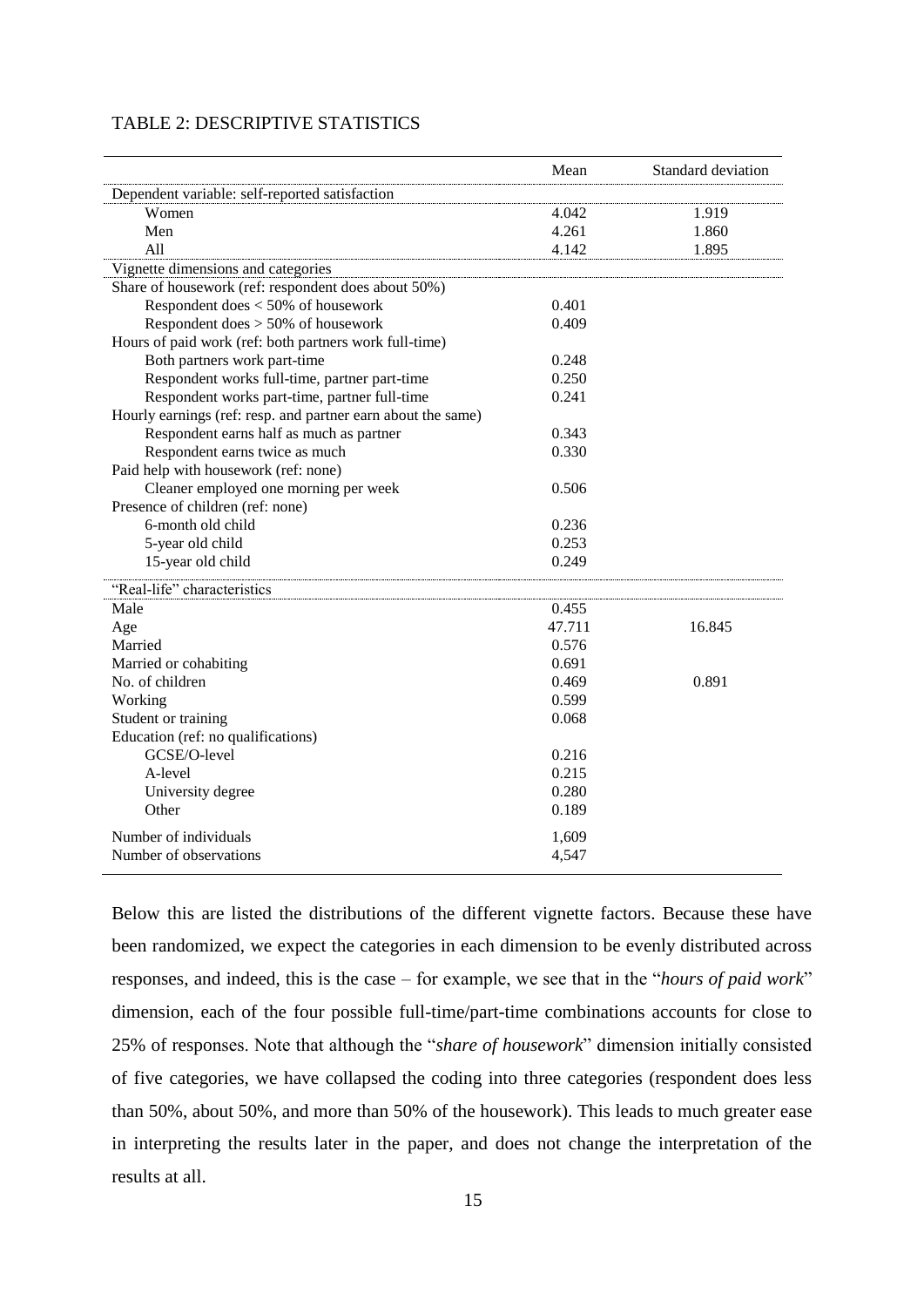TABLE 2: DESCRIPTIVE STATISTICS

| | Mean | Standard deviation |
|---|---|---|
| Dependent variable: self-reported satisfaction | | |
| Women | 4.042 | 1.919 |
| Men | 4.261 | 1.860 |
| All | 4.142 | 1.895 |
| Vignette dimensions and categories | | |
| Share of housework (ref: respondent does about 50%) | | |
| Respondent does < 50% of housework | 0.401 | |
| Respondent does > 50% of housework | 0.409 | |
| Hours of paid work (ref: both partners work full-time) | | |
| Both partners work part-time | 0.248 | |
| Respondent works full-time, partner part-time | 0.250 | |
| Respondent works part-time, partner full-time | 0.241 | |
| Hourly earnings (ref: resp. and partner earn about the same) | | |
| Respondent earns half as much as partner | 0.343 | |
| Respondent earns twice as much | 0.330 | |
| Paid help with housework (ref: none) | | |
| Cleaner employed one morning per week | 0.506 | |
| Presence of children (ref: none) | | |
| 6-month old child | 0.236 | |
| 5-year old child | 0.253 | |
| 15-year old child | 0.249 | |
| "Real-life" characteristics | | |
| Male | 0.455 | |
| Age | 47.711 | 16.845 |
| Married | 0.576 | |
| Married or cohabiting | 0.691 | |
| No. of children | 0.469 | 0.891 |
| Working | 0.599 | |
| Student or training | 0.068 | |
| Education (ref: no qualifications) | | |
| GCSE/O-level | 0.216 | |
| A-level | 0.215 | |
| University degree | 0.280 | |
| Other | 0.189 | |
| Number of individuals | 1,609 | |
| Number of observations | 4,547 | |

Below this are listed the distributions of the different vignette factors. Because these have been randomized, we expect the categories in each dimension to be evenly distributed across responses, and indeed, this is the case – for example, we see that in the "*hours of paid work*" dimension, each of the four possible full-time/part-time combinations accounts for close to 25% of responses. Note that although the "*share of housework*" dimension initially consisted of five categories, we have collapsed the coding into three categories (respondent does less than 50%, about 50%, and more than 50% of the housework). This leads to much greater ease in interpreting the results later in the paper, and does not change the interpretation of the results at all.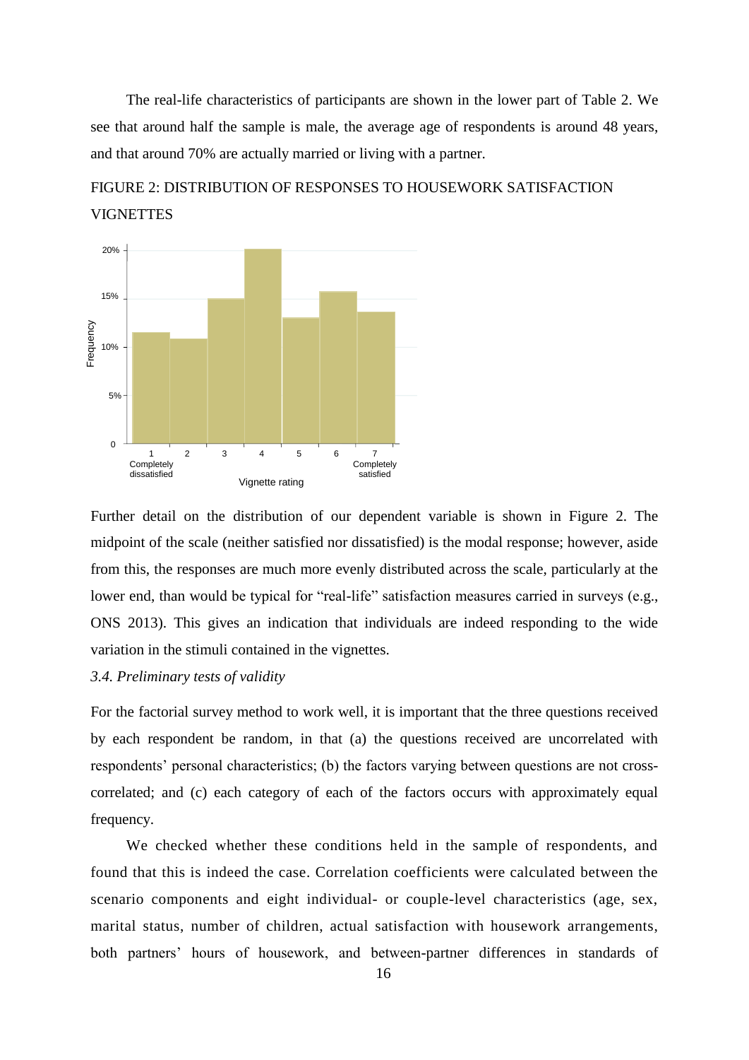The real-life characteristics of participants are shown in the lower part of Table 2. We see that around half the sample is male, the average age of respondents is around 48 years, and that around 70% are actually married or living with a partner.

FIGURE 2: DISTRIBUTION OF RESPONSES TO HOUSEWORK SATISFACTION VIGNETTES

Further detail on the distribution of our dependent variable is shown in Figure 2. The midpoint of the scale (neither satisfied nor dissatisfied) is the modal response; however, aside from this, the responses are much more evenly distributed across the scale, particularly at the lower end, than would be typical for "real-life" satisfaction measures carried in surveys (e.g., ONS 2013). This gives an indication that individuals are indeed responding to the wide variation in the stimuli contained in the vignettes.

### *3.4. Preliminary tests of validity*

For the factorial survey method to work well, it is important that the three questions received by each respondent be random, in that (a) the questions received are uncorrelated with respondents' personal characteristics; (b) the factors varying between questions are not cross-correlated; and (c) each category of each of the factors occurs with approximately equal frequency.

We checked whether these conditions held in the sample of respondents, and found that this is indeed the case. Correlation coefficients were calculated between the scenario components and eight individual- or couple-level characteristics (age, sex, marital status, number of children, actual satisfaction with housework arrangements, both partners' hours of housework, and between-partner differences in standards of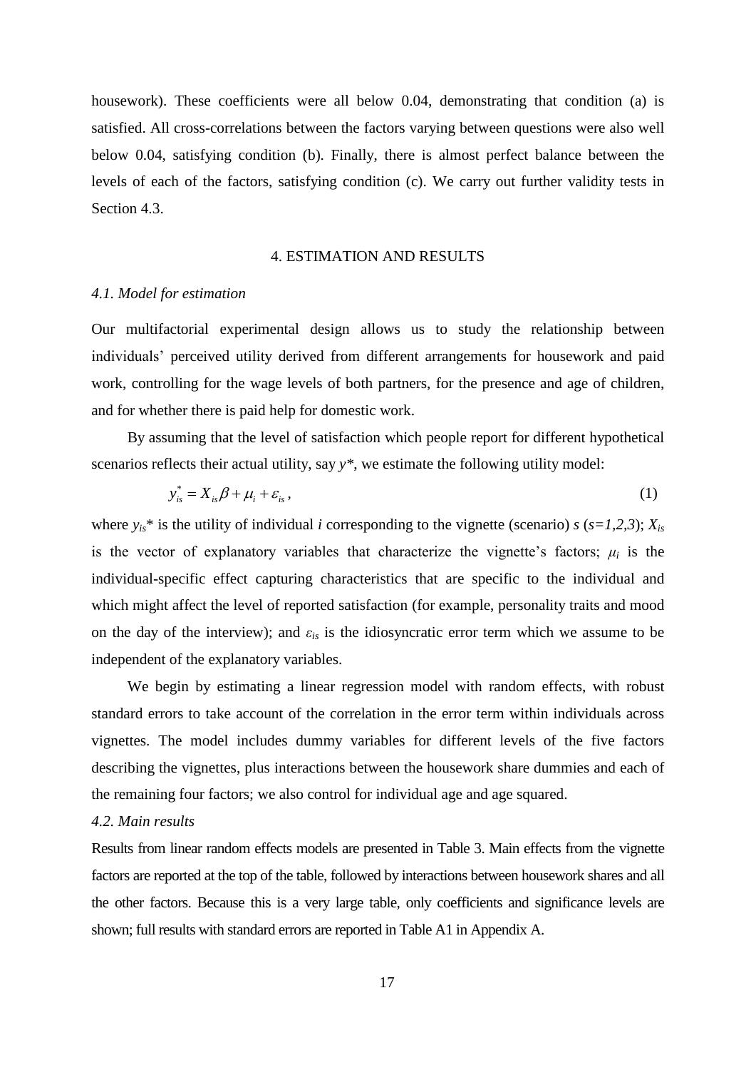housework). These coefficients were all below 0.04, demonstrating that condition (a) is satisfied. All cross-correlations between the factors varying between questions were also well below 0.04, satisfying condition (b). Finally, there is almost perfect balance between the levels of each of the factors, satisfying condition (c). We carry out further validity tests in Section 4.3.

## 4. ESTIMATION AND RESULTS

### *4.1. Model for estimation*

Our multifactorial experimental design allows us to study the relationship between individuals' perceived utility derived from different arrangements for housework and paid work, controlling for the wage levels of both partners, for the presence and age of children, and for whether there is paid help for domestic work.

By assuming that the level of satisfaction which people report for different hypothetical scenarios reflects their actual utility, say $y^*$, we estimate the following utility model:

$$y_{is}^* = X_{is}\beta + \mu_i + \varepsilon_{is}, \tag{1}$$

where $y_{is}^*$ is the utility of individual $i$ corresponding to the vignette (scenario) $s$ ($s=1,2,3$); $X_{is}$ is the vector of explanatory variables that characterize the vignette's factors; $\mu_i$ is the individual-specific effect capturing characteristics that are specific to the individual and which might affect the level of reported satisfaction (for example, personality traits and mood on the day of the interview); and $\varepsilon_{is}$ is the idiosyncratic error term which we assume to be independent of the explanatory variables.

We begin by estimating a linear regression model with random effects, with robust standard errors to take account of the correlation in the error term within individuals across vignettes. The model includes dummy variables for different levels of the five factors describing the vignettes, plus interactions between the housework share dummies and each of the remaining four factors; we also control for individual age and age squared.

### *4.2. Main results*

Results from linear random effects models are presented in Table 3. Main effects from the vignette factors are reported at the top of the table, followed by interactions between housework shares and all the other factors. Because this is a very large table, only coefficients and significance levels are shown; full results with standard errors are reported in Table A1 in Appendix A.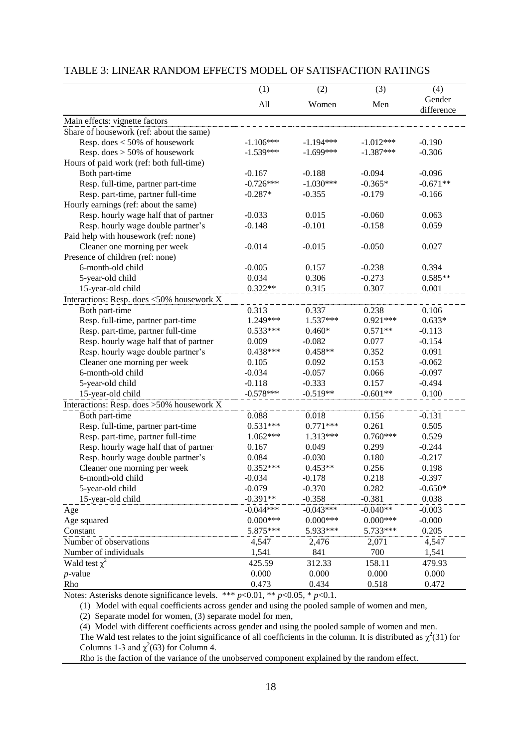TABLE 3: LINEAR RANDOM EFFECTS MODEL OF SATISFACTION RATINGS

| | (1) All | (2) Women | (3) Men | (4) Gender difference |
|---|---|---|---|---|
| Main effects: vignette factors | | | | |
| Share of housework (ref: about the same) | | | | |
| Resp. does < 50% of housework | -1.106*** | -1.194*** | -1.012*** | -0.190 |
| Resp. does > 50% of housework | -1.539*** | -1.699*** | -1.387*** | -0.306 |
| Hours of paid work (ref: both full-time) | | | | |
| Both part-time | -0.167 | -0.188 | -0.094 | -0.096 |
| Resp. full-time, partner part-time | -0.726*** | -1.030*** | -0.365* | -0.671** |
| Resp. part-time, partner full-time | -0.287* | -0.355 | -0.179 | -0.166 |
| Hourly earnings (ref: about the same) | | | | |
| Resp. hourly wage half that of partner | -0.033 | 0.015 | -0.060 | 0.063 |
| Resp. hourly wage double partner's | -0.148 | -0.101 | -0.158 | 0.059 |
| Paid help with housework (ref: none) | | | | |
| Cleaner one morning per week | -0.014 | -0.015 | -0.050 | 0.027 |
| Presence of children (ref: none) | | | | |
| 6-month-old child | -0.005 | 0.157 | -0.238 | 0.394 |
| 5-year-old child | 0.034 | 0.306 | -0.273 | 0.585** |
| 15-year-old child | 0.322** | 0.315 | 0.307 | 0.001 |
| Interactions: Resp. does <50% housework X | | | | |
| Both part-time | 0.313 | 0.337 | 0.238 | 0.106 |
| Resp. full-time, partner part-time | 1.249*** | 1.537*** | 0.921*** | 0.633* |
| Resp. part-time, partner full-time | 0.533*** | 0.460* | 0.571** | -0.113 |
| Resp. hourly wage half that of partner | 0.009 | -0.082 | 0.077 | -0.154 |
| Resp. hourly wage double partner's | 0.438*** | 0.458** | 0.352 | 0.091 |
| Cleaner one morning per week | 0.105 | 0.092 | 0.153 | -0.062 |
| 6-month-old child | -0.034 | -0.057 | 0.066 | -0.097 |
| 5-year-old child | -0.118 | -0.333 | 0.157 | -0.494 |
| 15-year-old child | -0.578*** | -0.519** | -0.601** | 0.100 |
| Interactions: Resp. does >50% housework X | | | | |
| Both part-time | 0.088 | 0.018 | 0.156 | -0.131 |
| Resp. full-time, partner part-time | 0.531*** | 0.771*** | 0.261 | 0.505 |
| Resp. part-time, partner full-time | 1.062*** | 1.313*** | 0.760*** | 0.529 |
| Resp. hourly wage half that of partner | 0.167 | 0.049 | 0.299 | -0.244 |
| Resp. hourly wage double partner's | 0.084 | -0.030 | 0.180 | -0.217 |
| Cleaner one morning per week | 0.352*** | 0.453** | 0.256 | 0.198 |
| 6-month-old child | -0.034 | -0.178 | 0.218 | -0.397 |
| 5-year-old child | -0.079 | -0.370 | 0.282 | -0.650* |
| 15-year-old child | -0.391** | -0.358 | -0.381 | 0.038 |
| Age | -0.044*** | -0.043*** | -0.040** | -0.003 |
| Age squared | 0.000*** | 0.000*** | 0.000*** | -0.000 |
| Constant | 5.875*** | 5.933*** | 5.733*** | 0.205 |
| Number of observations | 4,547 | 2,476 | 2,071 | 4,547 |
| Number of individuals | 1,541 | 841 | 700 | 1,541 |
| Wald test $\chi^2$ | 425.59 | 312.33 | 158.11 | 479.93 |
| *p*-value | 0.000 | 0.000 | 0.000 | 0.000 |
| Rho | 0.473 | 0.434 | 0.518 | 0.472 |

Notes: Asterisks denote significance levels. *** $p$<0.01, ** $p$<0.05, * $p$<0.1.

(1) Model with equal coefficients across gender and using the pooled sample of women and men,

(2) Separate model for women, (3) separate model for men,

(4) Model with different coefficients across gender and using the pooled sample of women and men.

The Wald test relates to the joint significance of all coefficients in the column. It is distributed as $\chi^2(31)$ for Columns 1-3 and $\chi^2(63)$ for Column 4.

Rho is the faction of the variance of the unobserved component explained by the random effect.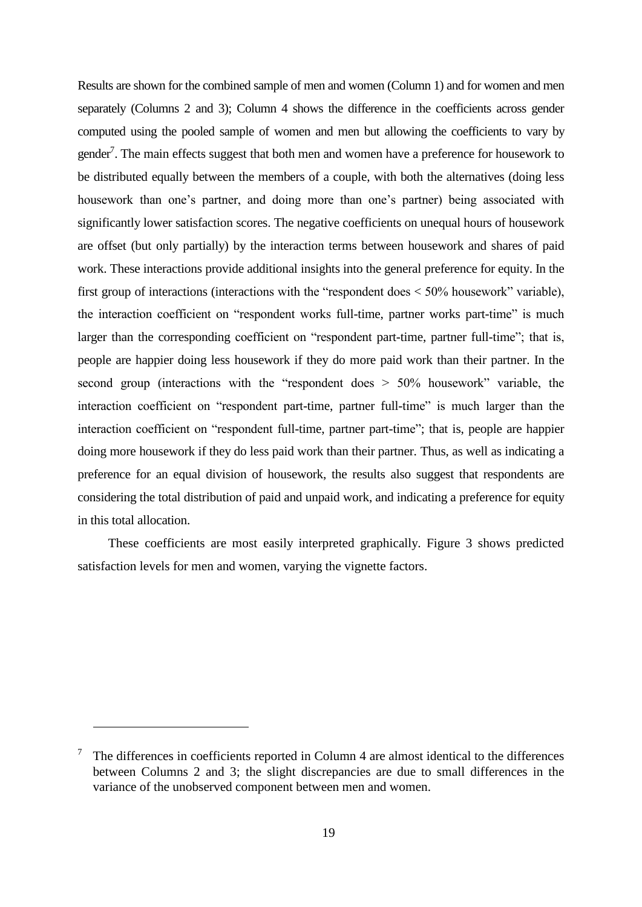Results are shown for the combined sample of men and women (Column 1) and for women and men separately (Columns 2 and 3); Column 4 shows the difference in the coefficients across gender computed using the pooled sample of women and men but allowing the coefficients to vary by gender[7]. The main effects suggest that both men and women have a preference for housework to be distributed equally between the members of a couple, with both the alternatives (doing less housework than one's partner, and doing more than one's partner) being associated with significantly lower satisfaction scores. The negative coefficients on unequal hours of housework are offset (but only partially) by the interaction terms between housework and shares of paid work. These interactions provide additional insights into the general preference for equity. In the first group of interactions (interactions with the "respondent does < 50% housework" variable), the interaction coefficient on "respondent works full-time, partner works part-time" is much larger than the corresponding coefficient on "respondent part-time, partner full-time"; that is, people are happier doing less housework if they do more paid work than their partner. In the second group (interactions with the "respondent does > 50% housework" variable, the interaction coefficient on "respondent part-time, partner full-time" is much larger than the interaction coefficient on "respondent full-time, partner part-time"; that is, people are happier doing more housework if they do less paid work than their partner. Thus, as well as indicating a preference for an equal division of housework, the results also suggest that respondents are considering the total distribution of paid and unpaid work, and indicating a preference for equity in this total allocation.

These coefficients are most easily interpreted graphically. Figure 3 shows predicted satisfaction levels for men and women, varying the vignette factors.

[7] The differences in coefficients reported in Column 4 are almost identical to the differences between Columns 2 and 3; the slight discrepancies are due to small differences in the variance of the unobserved component between men and women.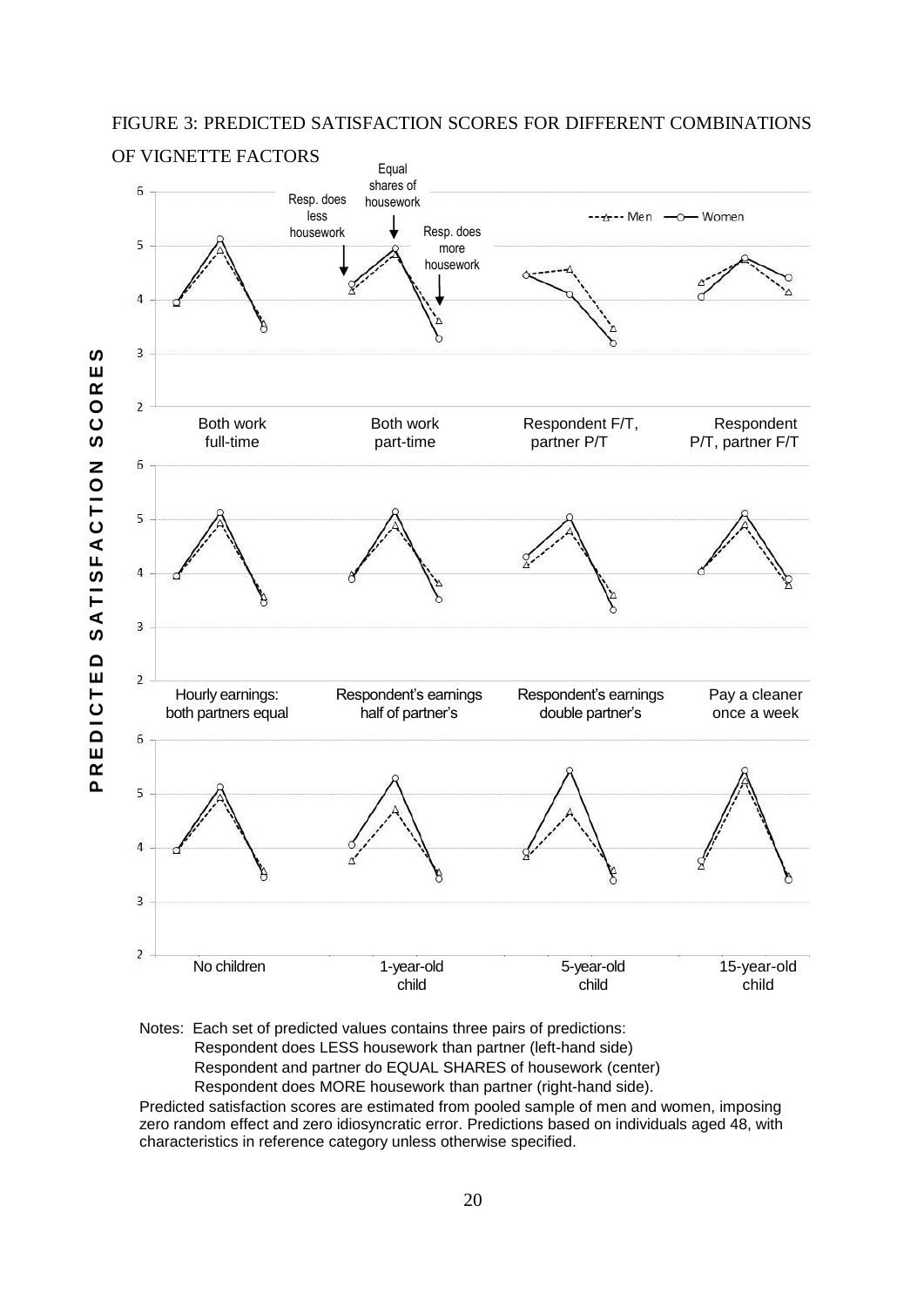FIGURE 3: PREDICTED SATISFACTION SCORES FOR DIFFERENT COMBINATIONS OF VIGNETTE FACTORS

Notes: Each set of predicted values contains three pairs of predictions:

Respondent does LESS housework than partner (left-hand side)

Respondent and partner do EQUAL SHARES of housework (center)

Respondent does MORE housework than partner (right-hand side).

Predicted satisfaction scores are estimated from pooled sample of men and women, imposing zero random effect and zero idiosyncratic error. Predictions based on individuals aged 48, with characteristics in reference category unless otherwise specified.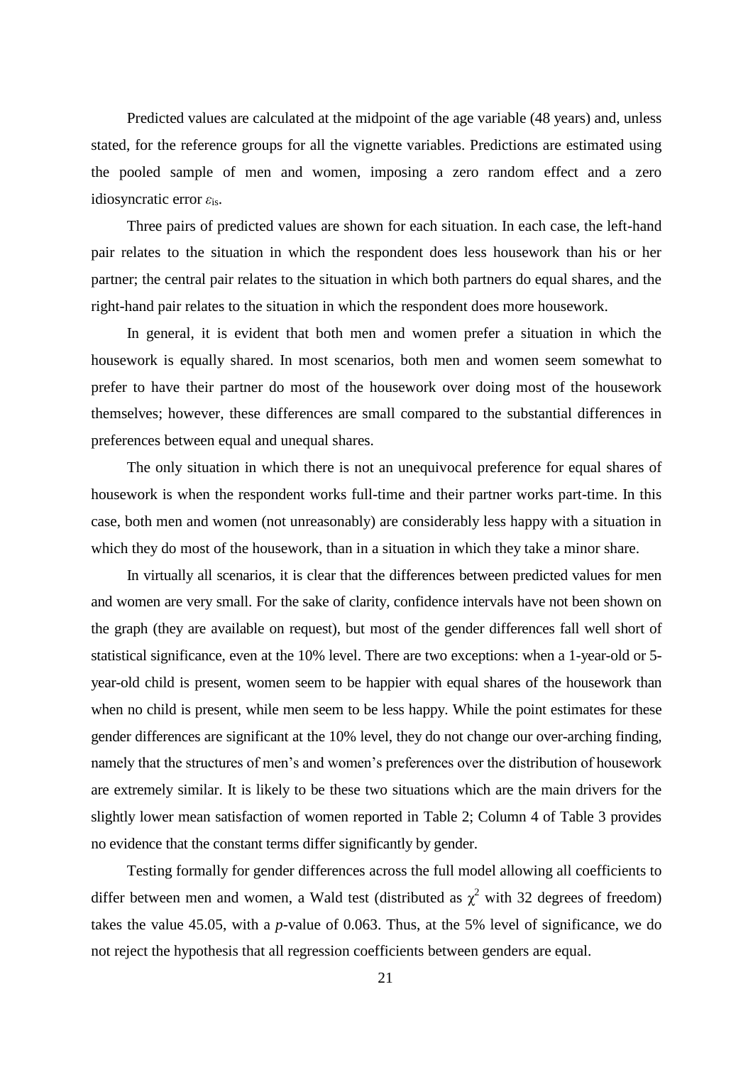Predicted values are calculated at the midpoint of the age variable (48 years) and, unless stated, for the reference groups for all the vignette variables. Predictions are estimated using the pooled sample of men and women, imposing a zero random effect and a zero idiosyncratic error $\varepsilon_{is}$.

Three pairs of predicted values are shown for each situation. In each case, the left-hand pair relates to the situation in which the respondent does less housework than his or her partner; the central pair relates to the situation in which both partners do equal shares, and the right-hand pair relates to the situation in which the respondent does more housework.

In general, it is evident that both men and women prefer a situation in which the housework is equally shared. In most scenarios, both men and women seem somewhat to prefer to have their partner do most of the housework over doing most of the housework themselves; however, these differences are small compared to the substantial differences in preferences between equal and unequal shares.

The only situation in which there is not an unequivocal preference for equal shares of housework is when the respondent works full-time and their partner works part-time. In this case, both men and women (not unreasonably) are considerably less happy with a situation in which they do most of the housework, than in a situation in which they take a minor share.

In virtually all scenarios, it is clear that the differences between predicted values for men and women are very small. For the sake of clarity, confidence intervals have not been shown on the graph (they are available on request), but most of the gender differences fall well short of statistical significance, even at the 10% level. There are two exceptions: when a 1-year-old or 5-year-old child is present, women seem to be happier with equal shares of the housework than when no child is present, while men seem to be less happy. While the point estimates for these gender differences are significant at the 10% level, they do not change our over-arching finding, namely that the structures of men's and women's preferences over the distribution of housework are extremely similar. It is likely to be these two situations which are the main drivers for the slightly lower mean satisfaction of women reported in Table 2; Column 4 of Table 3 provides no evidence that the constant terms differ significantly by gender.

Testing formally for gender differences across the full model allowing all coefficients to differ between men and women, a Wald test (distributed as $\chi^2$ with 32 degrees of freedom) takes the value 45.05, with a *p*-value of 0.063. Thus, at the 5% level of significance, we do not reject the hypothesis that all regression coefficients between genders are equal.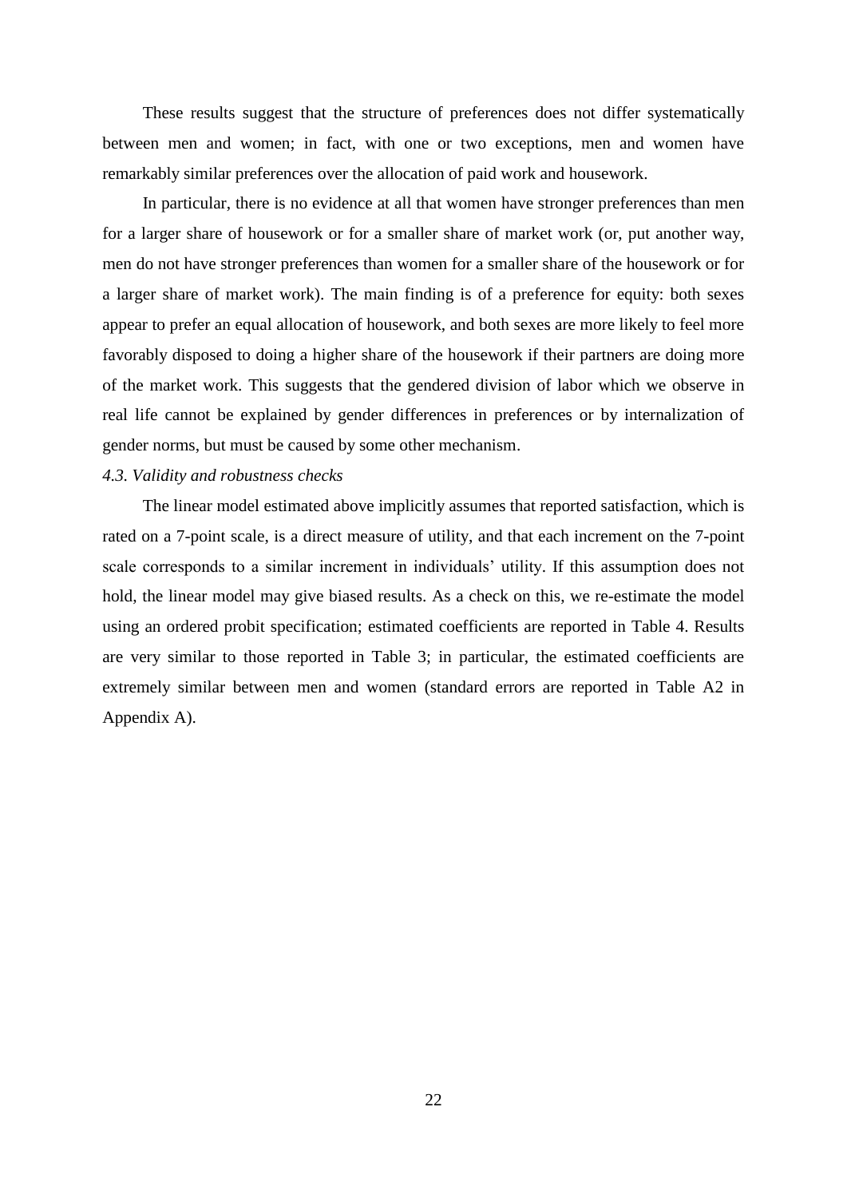These results suggest that the structure of preferences does not differ systematically between men and women; in fact, with one or two exceptions, men and women have remarkably similar preferences over the allocation of paid work and housework.

In particular, there is no evidence at all that women have stronger preferences than men for a larger share of housework or for a smaller share of market work (or, put another way, men do not have stronger preferences than women for a smaller share of the housework or for a larger share of market work). The main finding is of a preference for equity: both sexes appear to prefer an equal allocation of housework, and both sexes are more likely to feel more favorably disposed to doing a higher share of the housework if their partners are doing more of the market work. This suggests that the gendered division of labor which we observe in real life cannot be explained by gender differences in preferences or by internalization of gender norms, but must be caused by some other mechanism.

### *4.3. Validity and robustness checks*

The linear model estimated above implicitly assumes that reported satisfaction, which is rated on a 7-point scale, is a direct measure of utility, and that each increment on the 7-point scale corresponds to a similar increment in individuals' utility. If this assumption does not hold, the linear model may give biased results. As a check on this, we re-estimate the model using an ordered probit specification; estimated coefficients are reported in Table 4. Results are very similar to those reported in Table 3; in particular, the estimated coefficients are extremely similar between men and women (standard errors are reported in Table A2 in Appendix A).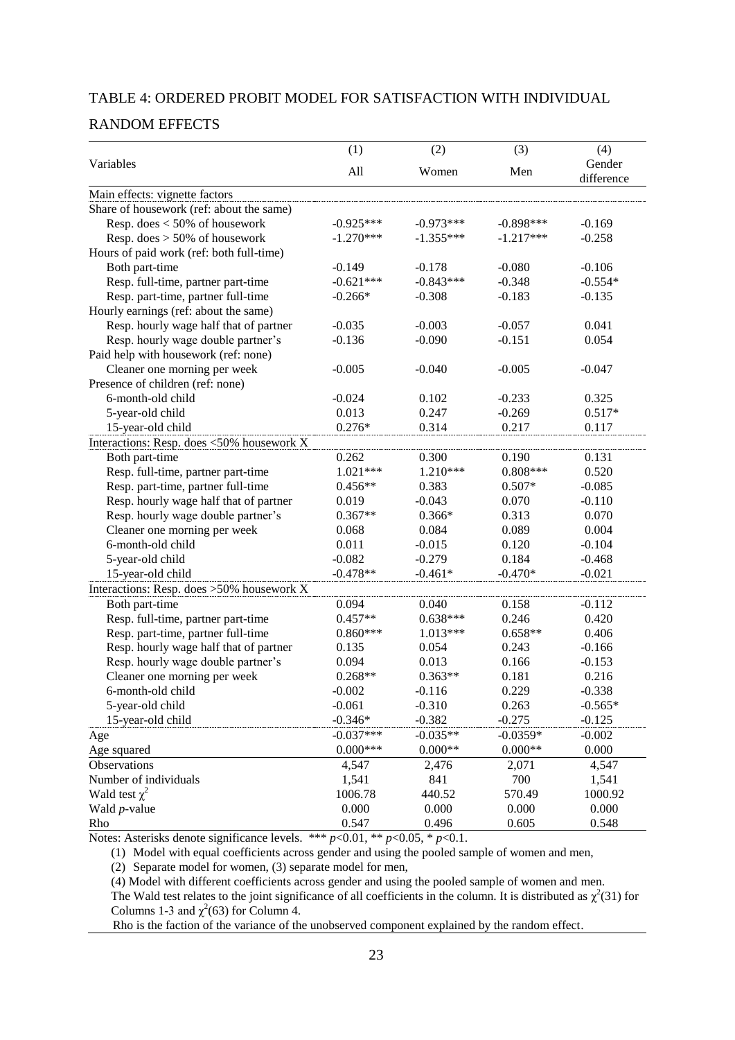TABLE 4: ORDERED PROBIT MODEL FOR SATISFACTION WITH INDIVIDUAL RANDOM EFFECTS

| Variables | (1) All | (2) Women | (3) Men | (4) Gender difference |
|---|---|---|---|---|
| Main effects: vignette factors | | | | |
| Share of housework (ref: about the same) | | | | |
| Resp. does < 50% of housework | -0.925*** | -0.973*** | -0.898*** | -0.169 |
| Resp. does > 50% of housework | -1.270*** | -1.355*** | -1.217*** | -0.258 |
| Hours of paid work (ref: both full-time) | | | | |
| Both part-time | -0.149 | -0.178 | -0.080 | -0.106 |
| Resp. full-time, partner part-time | -0.621*** | -0.843*** | -0.348 | -0.554* |
| Resp. part-time, partner full-time | -0.266* | -0.308 | -0.183 | -0.135 |
| Hourly earnings (ref: about the same) | | | | |
| Resp. hourly wage half that of partner | -0.035 | -0.003 | -0.057 | 0.041 |
| Resp. hourly wage double partner's | -0.136 | -0.090 | -0.151 | 0.054 |
| Paid help with housework (ref: none) | | | | |
| Cleaner one morning per week | -0.005 | -0.040 | -0.005 | -0.047 |
| Presence of children (ref: none) | | | | |
| 6-month-old child | -0.024 | 0.102 | -0.233 | 0.325 |
| 5-year-old child | 0.013 | 0.247 | -0.269 | 0.517* |
| 15-year-old child | 0.276* | 0.314 | 0.217 | 0.117 |
| Interactions: Resp. does <50% housework X | | | | |
| Both part-time | 0.262 | 0.300 | 0.190 | 0.131 |
| Resp. full-time, partner part-time | 1.021*** | 1.210*** | 0.808*** | 0.520 |
| Resp. part-time, partner full-time | 0.456** | 0.383 | 0.507* | -0.085 |
| Resp. hourly wage half that of partner | 0.019 | -0.043 | 0.070 | -0.110 |
| Resp. hourly wage double partner's | 0.367** | 0.366* | 0.313 | 0.070 |
| Cleaner one morning per week | 0.068 | 0.084 | 0.089 | 0.004 |
| 6-month-old child | 0.011 | -0.015 | 0.120 | -0.104 |
| 5-year-old child | -0.082 | -0.279 | 0.184 | -0.468 |
| 15-year-old child | -0.478** | -0.461* | -0.470* | -0.021 |
| Interactions: Resp. does >50% housework X | | | | |
| Both part-time | 0.094 | 0.040 | 0.158 | -0.112 |
| Resp. full-time, partner part-time | 0.457** | 0.638*** | 0.246 | 0.420 |
| Resp. part-time, partner full-time | 0.860*** | 1.013*** | 0.658** | 0.406 |
| Resp. hourly wage half that of partner | 0.135 | 0.054 | 0.243 | -0.166 |
| Resp. hourly wage double partner's | 0.094 | 0.013 | 0.166 | -0.153 |
| Cleaner one morning per week | 0.268** | 0.363** | 0.181 | 0.216 |
| 6-month-old child | -0.002 | -0.116 | 0.229 | -0.338 |
| 5-year-old child | -0.061 | -0.310 | 0.263 | -0.565* |
| 15-year-old child | -0.346* | -0.382 | -0.275 | -0.125 |
| Age | -0.037*** | -0.035** | -0.0359* | -0.002 |
| Age squared | 0.000*** | 0.000** | 0.000** | 0.000 |
| Observations | 4,547 | 2,476 | 2,071 | 4,547 |
| Number of individuals | 1,541 | 841 | 700 | 1,541 |
| Wald test $\chi^2$ | 1006.78 | 440.52 | 570.49 | 1000.92 |
| Wald $p$-value | 0.000 | 0.000 | 0.000 | 0.000 |
| Rho | 0.547 | 0.496 | 0.605 | 0.548 |

Notes: Asterisks denote significance levels. *** $p$<0.01, ** $p$<0.05, * $p$<0.1.

(1) Model with equal coefficients across gender and using the pooled sample of women and men,

(2) Separate model for women, (3) separate model for men,

(4) Model with different coefficients across gender and using the pooled sample of women and men.

The Wald test relates to the joint significance of all coefficients in the column. It is distributed as $\chi^2(31)$ for Columns 1-3 and $\chi^2(63)$ for Column 4.

Rho is the faction of the variance of the unobserved component explained by the random effect.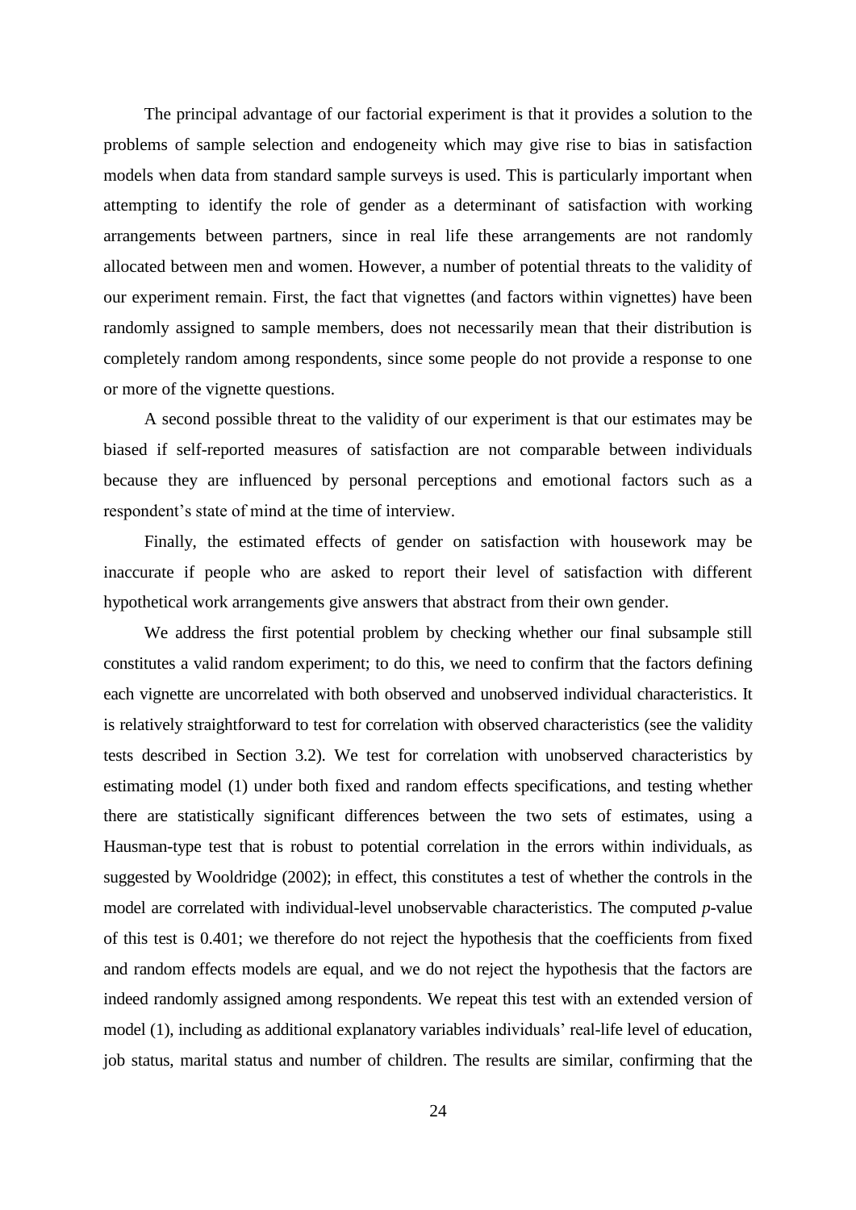The principal advantage of our factorial experiment is that it provides a solution to the problems of sample selection and endogeneity which may give rise to bias in satisfaction models when data from standard sample surveys is used. This is particularly important when attempting to identify the role of gender as a determinant of satisfaction with working arrangements between partners, since in real life these arrangements are not randomly allocated between men and women. However, a number of potential threats to the validity of our experiment remain. First, the fact that vignettes (and factors within vignettes) have been randomly assigned to sample members, does not necessarily mean that their distribution is completely random among respondents, since some people do not provide a response to one or more of the vignette questions.

A second possible threat to the validity of our experiment is that our estimates may be biased if self-reported measures of satisfaction are not comparable between individuals because they are influenced by personal perceptions and emotional factors such as a respondent's state of mind at the time of interview.

Finally, the estimated effects of gender on satisfaction with housework may be inaccurate if people who are asked to report their level of satisfaction with different hypothetical work arrangements give answers that abstract from their own gender.

We address the first potential problem by checking whether our final subsample still constitutes a valid random experiment; to do this, we need to confirm that the factors defining each vignette are uncorrelated with both observed and unobserved individual characteristics. It is relatively straightforward to test for correlation with observed characteristics (see the validity tests described in Section 3.2). We test for correlation with unobserved characteristics by estimating model (1) under both fixed and random effects specifications, and testing whether there are statistically significant differences between the two sets of estimates, using a Hausman-type test that is robust to potential correlation in the errors within individuals, as suggested by Wooldridge (2002); in effect, this constitutes a test of whether the controls in the model are correlated with individual-level unobservable characteristics. The computed *p*-value of this test is 0.401; we therefore do not reject the hypothesis that the coefficients from fixed and random effects models are equal, and we do not reject the hypothesis that the factors are indeed randomly assigned among respondents. We repeat this test with an extended version of model (1), including as additional explanatory variables individuals' real-life level of education, job status, marital status and number of children. The results are similar, confirming that the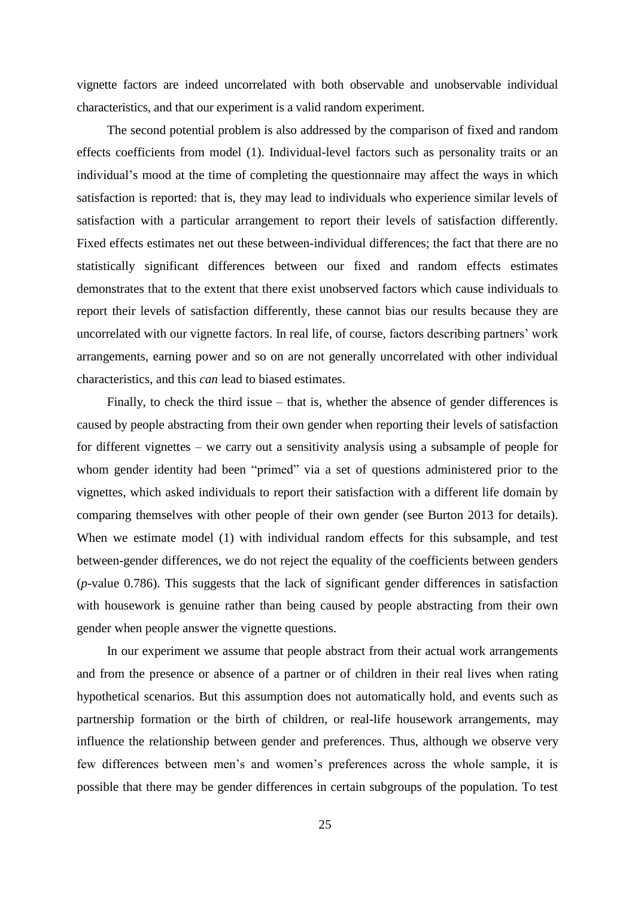vignette factors are indeed uncorrelated with both observable and unobservable individual characteristics, and that our experiment is a valid random experiment.

The second potential problem is also addressed by the comparison of fixed and random effects coefficients from model (1). Individual-level factors such as personality traits or an individual's mood at the time of completing the questionnaire may affect the ways in which satisfaction is reported: that is, they may lead to individuals who experience similar levels of satisfaction with a particular arrangement to report their levels of satisfaction differently. Fixed effects estimates net out these between-individual differences; the fact that there are no statistically significant differences between our fixed and random effects estimates demonstrates that to the extent that there exist unobserved factors which cause individuals to report their levels of satisfaction differently, these cannot bias our results because they are uncorrelated with our vignette factors. In real life, of course, factors describing partners' work arrangements, earning power and so on are not generally uncorrelated with other individual characteristics, and this *can* lead to biased estimates.

Finally, to check the third issue – that is, whether the absence of gender differences is caused by people abstracting from their own gender when reporting their levels of satisfaction for different vignettes – we carry out a sensitivity analysis using a subsample of people for whom gender identity had been "primed" via a set of questions administered prior to the vignettes, which asked individuals to report their satisfaction with a different life domain by comparing themselves with other people of their own gender (see Burton 2013 for details). When we estimate model (1) with individual random effects for this subsample, and test between-gender differences, we do not reject the equality of the coefficients between genders (*p*-value 0.786). This suggests that the lack of significant gender differences in satisfaction with housework is genuine rather than being caused by people abstracting from their own gender when people answer the vignette questions.

In our experiment we assume that people abstract from their actual work arrangements and from the presence or absence of a partner or of children in their real lives when rating hypothetical scenarios. But this assumption does not automatically hold, and events such as partnership formation or the birth of children, or real-life housework arrangements, may influence the relationship between gender and preferences. Thus, although we observe very few differences between men's and women's preferences across the whole sample, it is possible that there may be gender differences in certain subgroups of the population. To test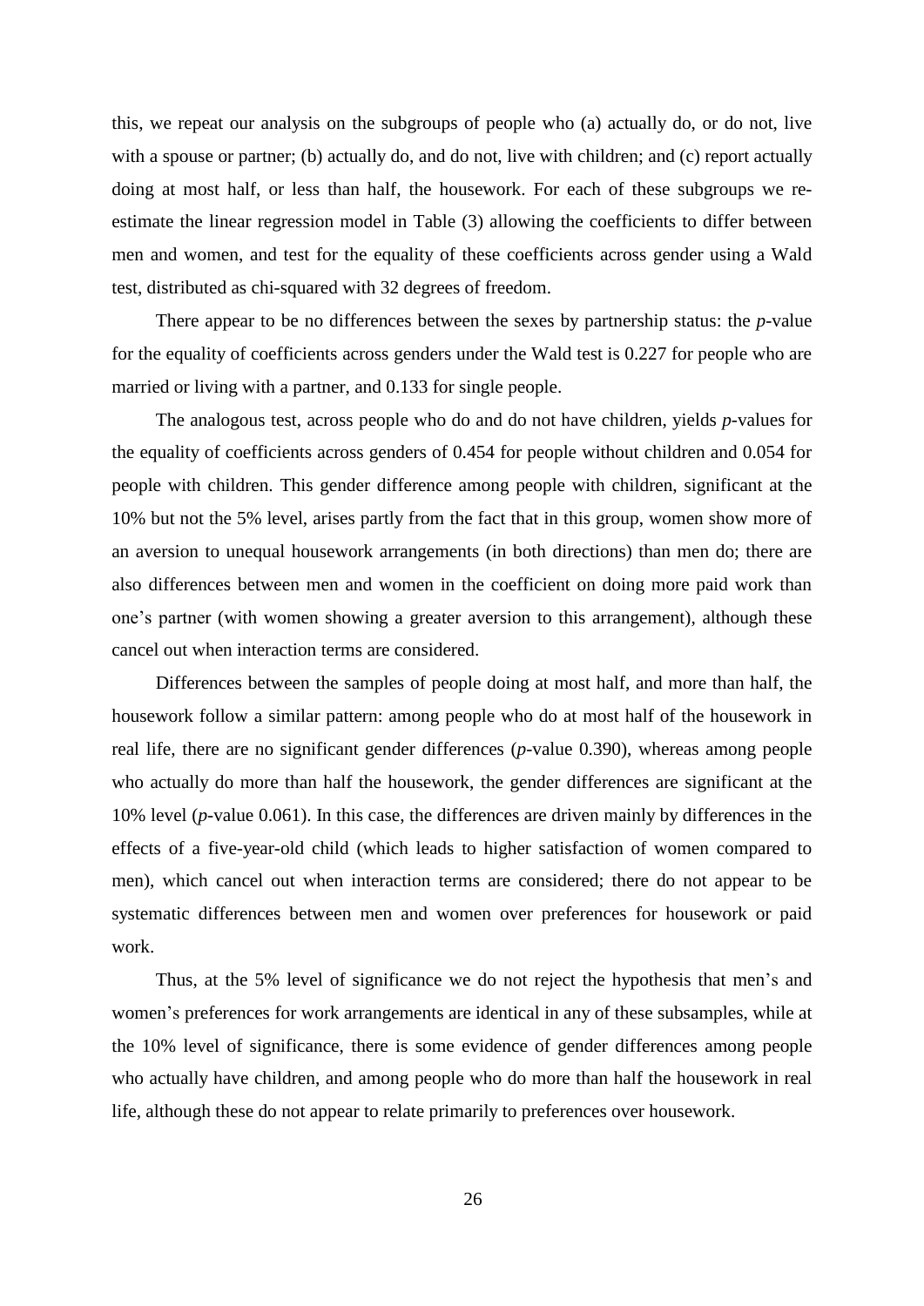this, we repeat our analysis on the subgroups of people who (a) actually do, or do not, live with a spouse or partner; (b) actually do, and do not, live with children; and (c) report actually doing at most half, or less than half, the housework. For each of these subgroups we re-estimate the linear regression model in Table (3) allowing the coefficients to differ between men and women, and test for the equality of these coefficients across gender using a Wald test, distributed as chi-squared with 32 degrees of freedom.

There appear to be no differences between the sexes by partnership status: the *p*-value for the equality of coefficients across genders under the Wald test is 0.227 for people who are married or living with a partner, and 0.133 for single people.

The analogous test, across people who do and do not have children, yields *p*-values for the equality of coefficients across genders of 0.454 for people without children and 0.054 for people with children. This gender difference among people with children, significant at the 10% but not the 5% level, arises partly from the fact that in this group, women show more of an aversion to unequal housework arrangements (in both directions) than men do; there are also differences between men and women in the coefficient on doing more paid work than one's partner (with women showing a greater aversion to this arrangement), although these cancel out when interaction terms are considered.

Differences between the samples of people doing at most half, and more than half, the housework follow a similar pattern: among people who do at most half of the housework in real life, there are no significant gender differences (*p*-value 0.390), whereas among people who actually do more than half the housework, the gender differences are significant at the 10% level (*p*-value 0.061). In this case, the differences are driven mainly by differences in the effects of a five-year-old child (which leads to higher satisfaction of women compared to men), which cancel out when interaction terms are considered; there do not appear to be systematic differences between men and women over preferences for housework or paid work.

Thus, at the 5% level of significance we do not reject the hypothesis that men's and women's preferences for work arrangements are identical in any of these subsamples, while at the 10% level of significance, there is some evidence of gender differences among people who actually have children, and among people who do more than half the housework in real life, although these do not appear to relate primarily to preferences over housework.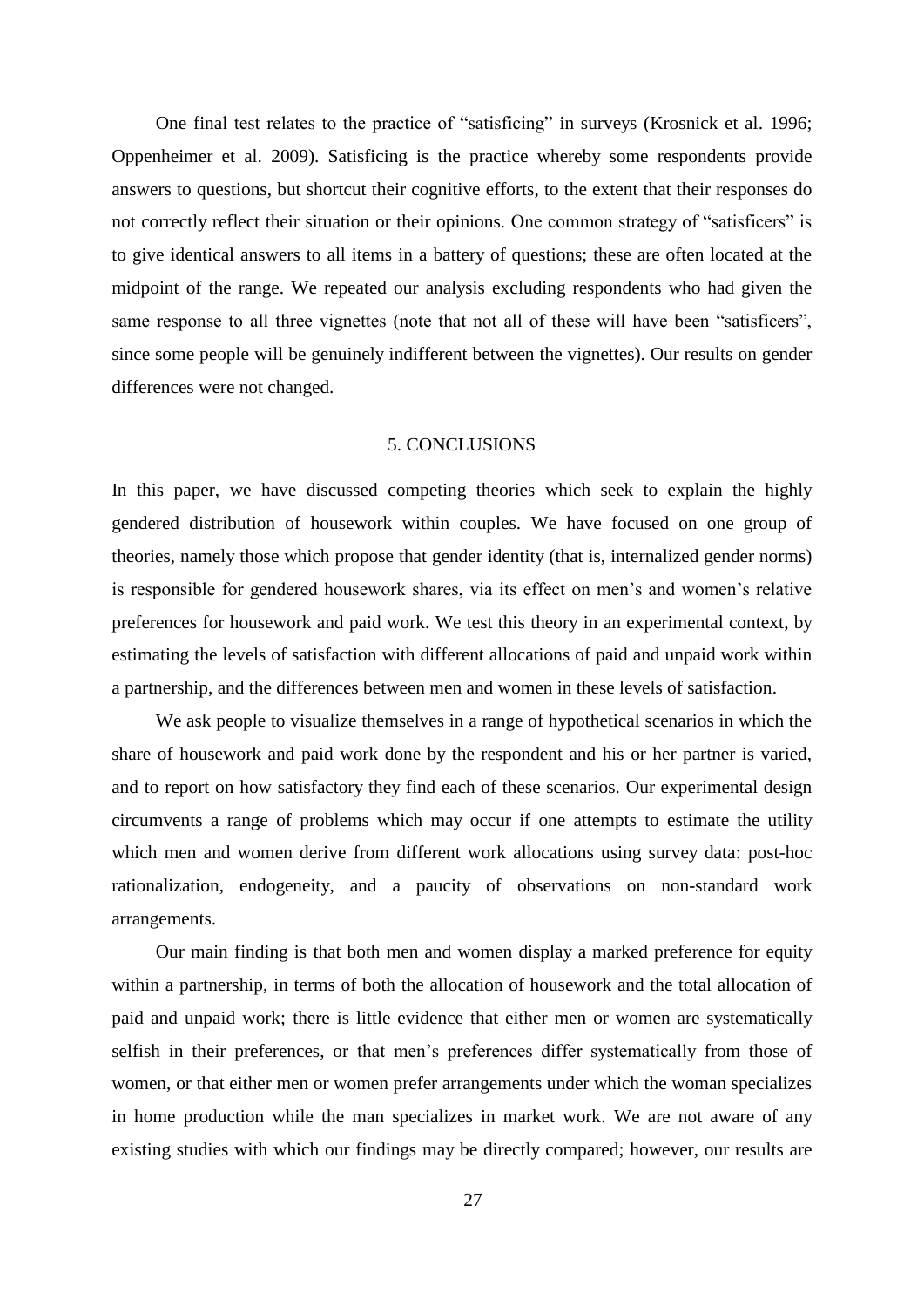One final test relates to the practice of "satisficing" in surveys (Krosnick et al. 1996; Oppenheimer et al. 2009). Satisficing is the practice whereby some respondents provide answers to questions, but shortcut their cognitive efforts, to the extent that their responses do not correctly reflect their situation or their opinions. One common strategy of "satisficers" is to give identical answers to all items in a battery of questions; these are often located at the midpoint of the range. We repeated our analysis excluding respondents who had given the same response to all three vignettes (note that not all of these will have been "satisficers", since some people will be genuinely indifferent between the vignettes). Our results on gender differences were not changed.

## 5. CONCLUSIONS

In this paper, we have discussed competing theories which seek to explain the highly gendered distribution of housework within couples. We have focused on one group of theories, namely those which propose that gender identity (that is, internalized gender norms) is responsible for gendered housework shares, via its effect on men's and women's relative preferences for housework and paid work. We test this theory in an experimental context, by estimating the levels of satisfaction with different allocations of paid and unpaid work within a partnership, and the differences between men and women in these levels of satisfaction.

We ask people to visualize themselves in a range of hypothetical scenarios in which the share of housework and paid work done by the respondent and his or her partner is varied, and to report on how satisfactory they find each of these scenarios. Our experimental design circumvents a range of problems which may occur if one attempts to estimate the utility which men and women derive from different work allocations using survey data: post-hoc rationalization, endogeneity, and a paucity of observations on non-standard work arrangements.

Our main finding is that both men and women display a marked preference for equity within a partnership, in terms of both the allocation of housework and the total allocation of paid and unpaid work; there is little evidence that either men or women are systematically selfish in their preferences, or that men's preferences differ systematically from those of women, or that either men or women prefer arrangements under which the woman specializes in home production while the man specializes in market work. We are not aware of any existing studies with which our findings may be directly compared; however, our results are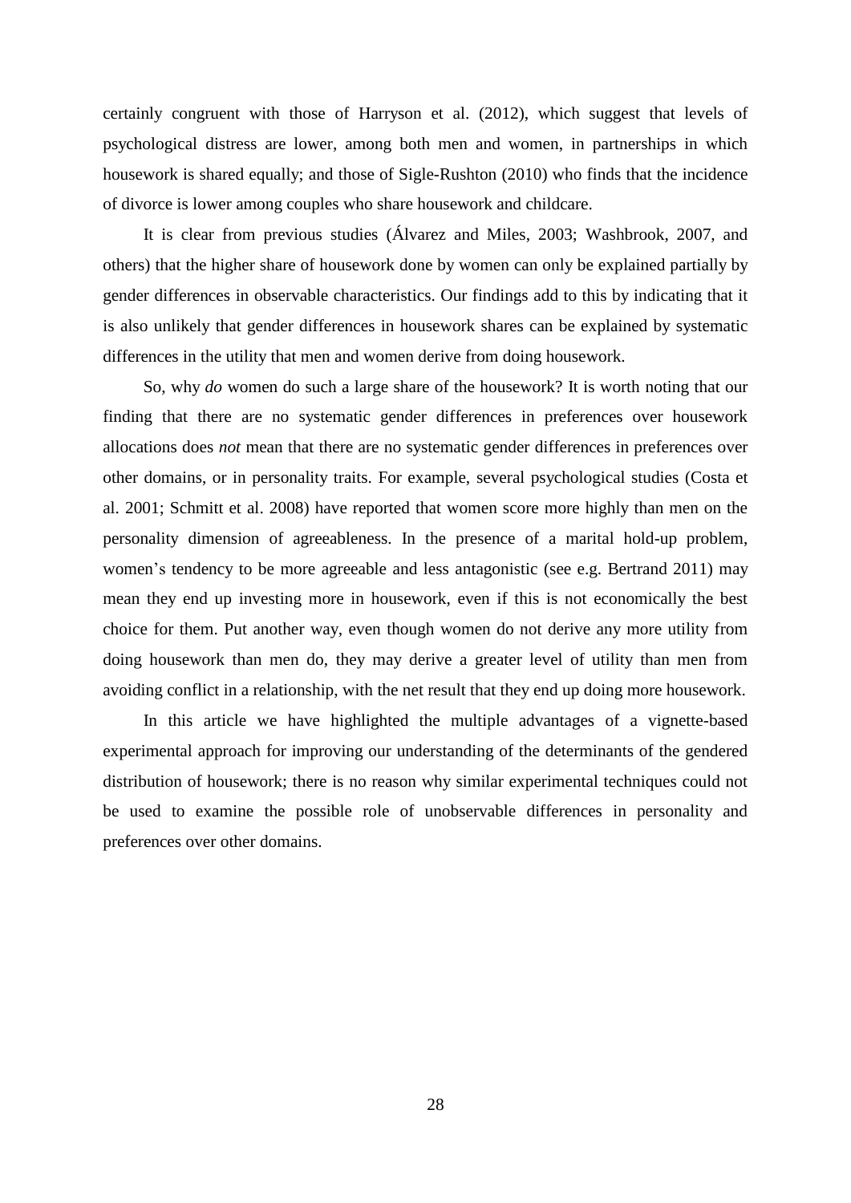certainly congruent with those of Harryson et al. (2012), which suggest that levels of psychological distress are lower, among both men and women, in partnerships in which housework is shared equally; and those of Sigle-Rushton (2010) who finds that the incidence of divorce is lower among couples who share housework and childcare.

It is clear from previous studies (Álvarez and Miles, 2003; Washbrook, 2007, and others) that the higher share of housework done by women can only be explained partially by gender differences in observable characteristics. Our findings add to this by indicating that it is also unlikely that gender differences in housework shares can be explained by systematic differences in the utility that men and women derive from doing housework.

So, why *do* women do such a large share of the housework? It is worth noting that our finding that there are no systematic gender differences in preferences over housework allocations does *not* mean that there are no systematic gender differences in preferences over other domains, or in personality traits. For example, several psychological studies (Costa et al. 2001; Schmitt et al. 2008) have reported that women score more highly than men on the personality dimension of agreeableness. In the presence of a marital hold-up problem, women's tendency to be more agreeable and less antagonistic (see e.g. Bertrand 2011) may mean they end up investing more in housework, even if this is not economically the best choice for them. Put another way, even though women do not derive any more utility from doing housework than men do, they may derive a greater level of utility than men from avoiding conflict in a relationship, with the net result that they end up doing more housework.

In this article we have highlighted the multiple advantages of a vignette-based experimental approach for improving our understanding of the determinants of the gendered distribution of housework; there is no reason why similar experimental techniques could not be used to examine the possible role of unobservable differences in personality and preferences over other domains.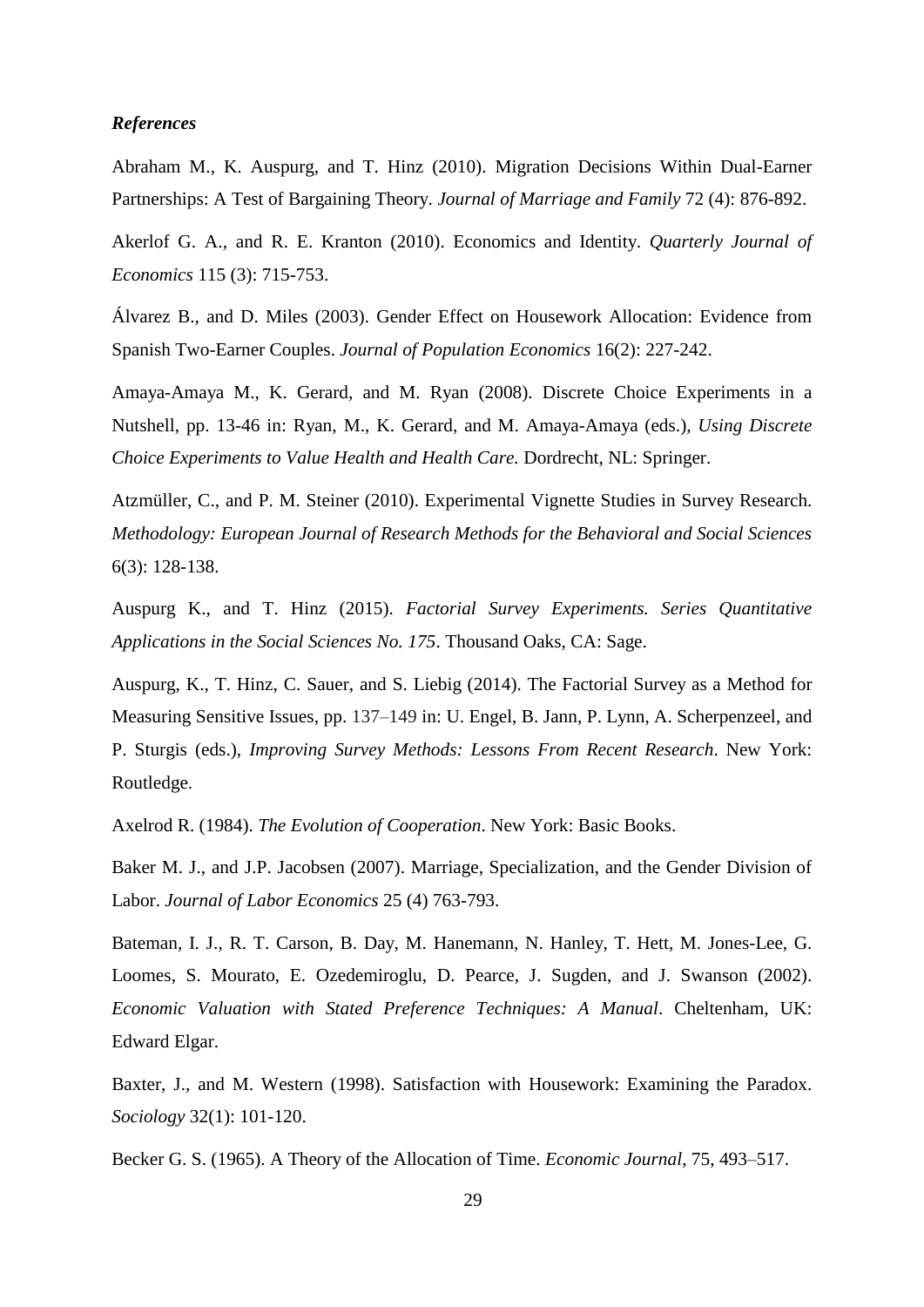### *References*

Abraham M., K. Auspurg, and T. Hinz (2010). Migration Decisions Within Dual-Earner Partnerships: A Test of Bargaining Theory. *Journal of Marriage and Family* 72 (4): 876-892.

Akerlof G. A., and R. E. Kranton (2010). Economics and Identity. *Quarterly Journal of Economics* 115 (3): 715-753.

Álvarez B., and D. Miles (2003). Gender Effect on Housework Allocation: Evidence from Spanish Two-Earner Couples. *Journal of Population Economics* 16(2): 227-242.

Amaya-Amaya M., K. Gerard, and M. Ryan (2008). Discrete Choice Experiments in a Nutshell, pp. 13-46 in: Ryan, M., K. Gerard, and M. Amaya-Amaya (eds.), *Using Discrete Choice Experiments to Value Health and Health Care.* Dordrecht, NL: Springer.

Atzmüller, C., and P. M. Steiner (2010). Experimental Vignette Studies in Survey Research. *Methodology: European Journal of Research Methods for the Behavioral and Social Sciences* 6(3): 128-138.

Auspurg K., and T. Hinz (2015). *Factorial Survey Experiments. Series Quantitative Applications in the Social Sciences No. 175*. Thousand Oaks, CA: Sage.

Auspurg, K., T. Hinz, C. Sauer, and S. Liebig (2014). The Factorial Survey as a Method for Measuring Sensitive Issues, pp. 137–149 in: U. Engel, B. Jann, P. Lynn, A. Scherpenzeel, and P. Sturgis (eds.), *Improving Survey Methods: Lessons From Recent Research*. New York: Routledge.

Axelrod R. (1984). *The Evolution of Cooperation*. New York: Basic Books.

Baker M. J., and J.P. Jacobsen (2007). Marriage, Specialization, and the Gender Division of Labor. *Journal of Labor Economics* 25 (4) 763-793.

Bateman, I. J., R. T. Carson, B. Day, M. Hanemann, N. Hanley, T. Hett, M. Jones-Lee, G. Loomes, S. Mourato, E. Ozedemiroglu, D. Pearce, J. Sugden, and J. Swanson (2002). *Economic Valuation with Stated Preference Techniques: A Manual*. Cheltenham, UK: Edward Elgar.

Baxter, J., and M. Western (1998). Satisfaction with Housework: Examining the Paradox. *Sociology* 32(1): 101-120.

Becker G. S. (1965). A Theory of the Allocation of Time. *Economic Journal*, 75, 493–517.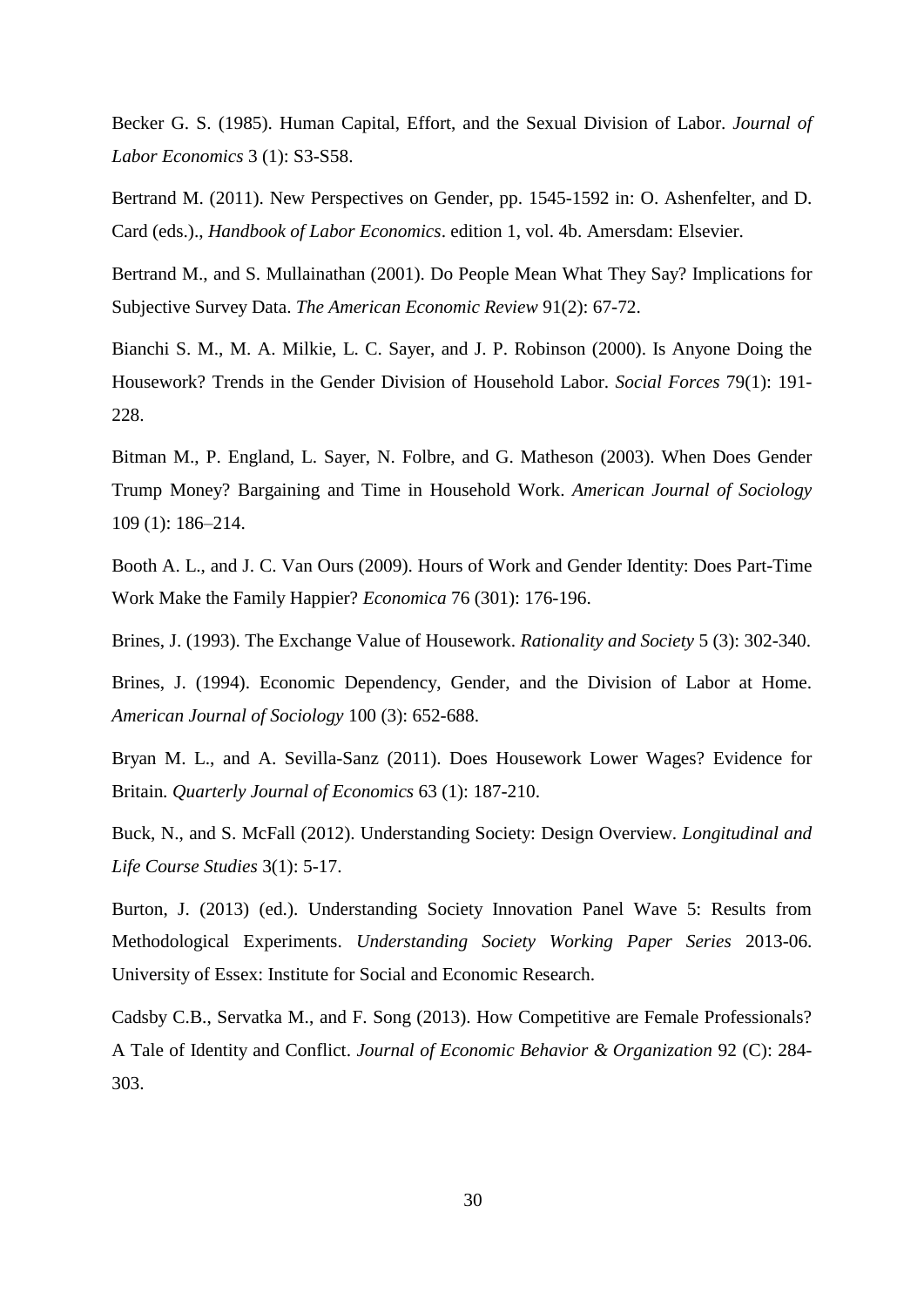Becker G. S. (1985). Human Capital, Effort, and the Sexual Division of Labor. *Journal of Labor Economics* 3 (1): S3-S58.

Bertrand M. (2011). New Perspectives on Gender, pp. 1545-1592 in: O. Ashenfelter, and D. Card (eds.)., *Handbook of Labor Economics*. edition 1, vol. 4b. Amersdam: Elsevier.

Bertrand M., and S. Mullainathan (2001). Do People Mean What They Say? Implications for Subjective Survey Data. *The American Economic Review* 91(2): 67-72.

Bianchi S. M., M. A. Milkie, L. C. Sayer, and J. P. Robinson (2000). Is Anyone Doing the Housework? Trends in the Gender Division of Household Labor. *Social Forces* 79(1): 191-228.

Bitman M., P. England, L. Sayer, N. Folbre, and G. Matheson (2003). When Does Gender Trump Money? Bargaining and Time in Household Work. *American Journal of Sociology* 109 (1): 186–214.

Booth A. L., and J. C. Van Ours (2009). Hours of Work and Gender Identity: Does Part-Time Work Make the Family Happier? *Economica* 76 (301): 176-196.

Brines, J. (1993). The Exchange Value of Housework. *Rationality and Society* 5 (3): 302-340.

Brines, J. (1994). Economic Dependency, Gender, and the Division of Labor at Home. *American Journal of Sociology* 100 (3): 652-688.

Bryan M. L., and A. Sevilla-Sanz (2011). Does Housework Lower Wages? Evidence for Britain. *Quarterly Journal of Economics* 63 (1): 187-210.

Buck, N., and S. McFall (2012). Understanding Society: Design Overview. *Longitudinal and Life Course Studies* 3(1): 5-17.

Burton, J. (2013) (ed.). Understanding Society Innovation Panel Wave 5: Results from Methodological Experiments. *Understanding Society Working Paper Series* 2013-06. University of Essex: Institute for Social and Economic Research.

Cadsby C.B., Servatka M., and F. Song (2013). How Competitive are Female Professionals? A Tale of Identity and Conflict. *Journal of Economic Behavior & Organization* 92 (C): 284-303.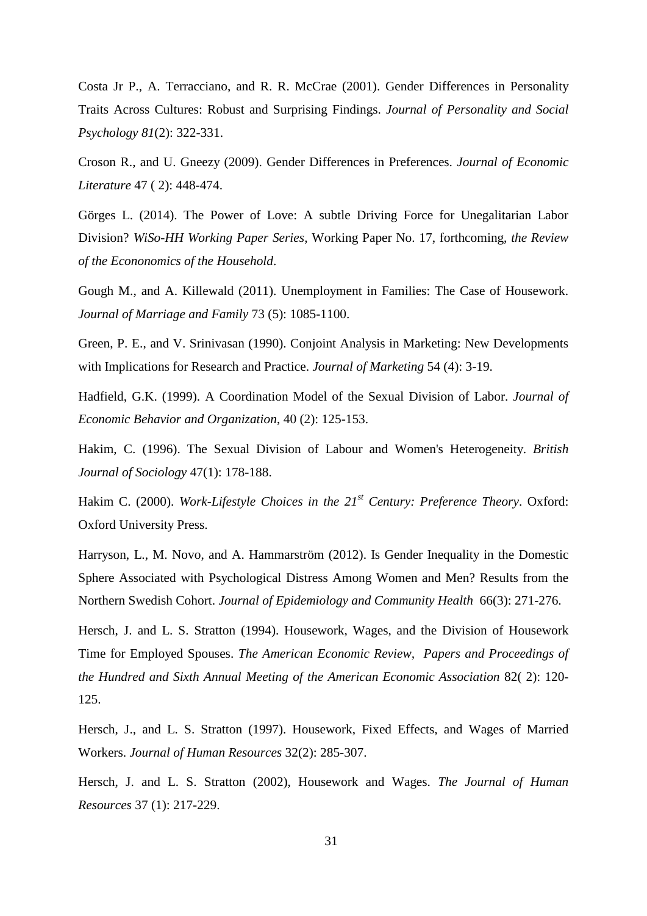Costa Jr P., A. Terracciano, and R. R. McCrae (2001). Gender Differences in Personality Traits Across Cultures: Robust and Surprising Findings. *Journal of Personality and Social Psychology 81*(2): 322-331.

Croson R., and U. Gneezy (2009). Gender Differences in Preferences. *Journal of Economic Literature* 47 ( 2): 448-474.

Görges L. (2014). The Power of Love: A subtle Driving Force for Unegalitarian Labor Division? *WiSo-HH Working Paper Series*, Working Paper No. 17, forthcoming, *the Review of the Econonomics of the Household*.

Gough M., and A. Killewald (2011). Unemployment in Families: The Case of Housework. *Journal of Marriage and Family* 73 (5): 1085-1100.

Green, P. E., and V. Srinivasan (1990). Conjoint Analysis in Marketing: New Developments with Implications for Research and Practice. *Journal of Marketing* 54 (4): 3-19.

Hadfield, G.K. (1999). A Coordination Model of the Sexual Division of Labor. *Journal of Economic Behavior and Organization*, 40 (2): 125-153.

Hakim, C. (1996). The Sexual Division of Labour and Women's Heterogeneity. *British Journal of Sociology* 47(1): 178-188.

Hakim C. (2000). *Work-Lifestyle Choices in the 21st Century: Preference Theory*. Oxford: Oxford University Press.

Harryson, L., M. Novo, and A. Hammarström (2012). Is Gender Inequality in the Domestic Sphere Associated with Psychological Distress Among Women and Men? Results from the Northern Swedish Cohort. *Journal of Epidemiology and Community Health* 66(3): 271-276.

Hersch, J. and L. S. Stratton (1994). Housework, Wages, and the Division of Housework Time for Employed Spouses. *The American Economic Review, Papers and Proceedings of the Hundred and Sixth Annual Meeting of the American Economic Association* 82( 2): 120-125.

Hersch, J., and L. S. Stratton (1997). Housework, Fixed Effects, and Wages of Married Workers. *Journal of Human Resources* 32(2): 285-307.

Hersch, J. and L. S. Stratton (2002), Housework and Wages. *The Journal of Human Resources* 37 (1): 217-229.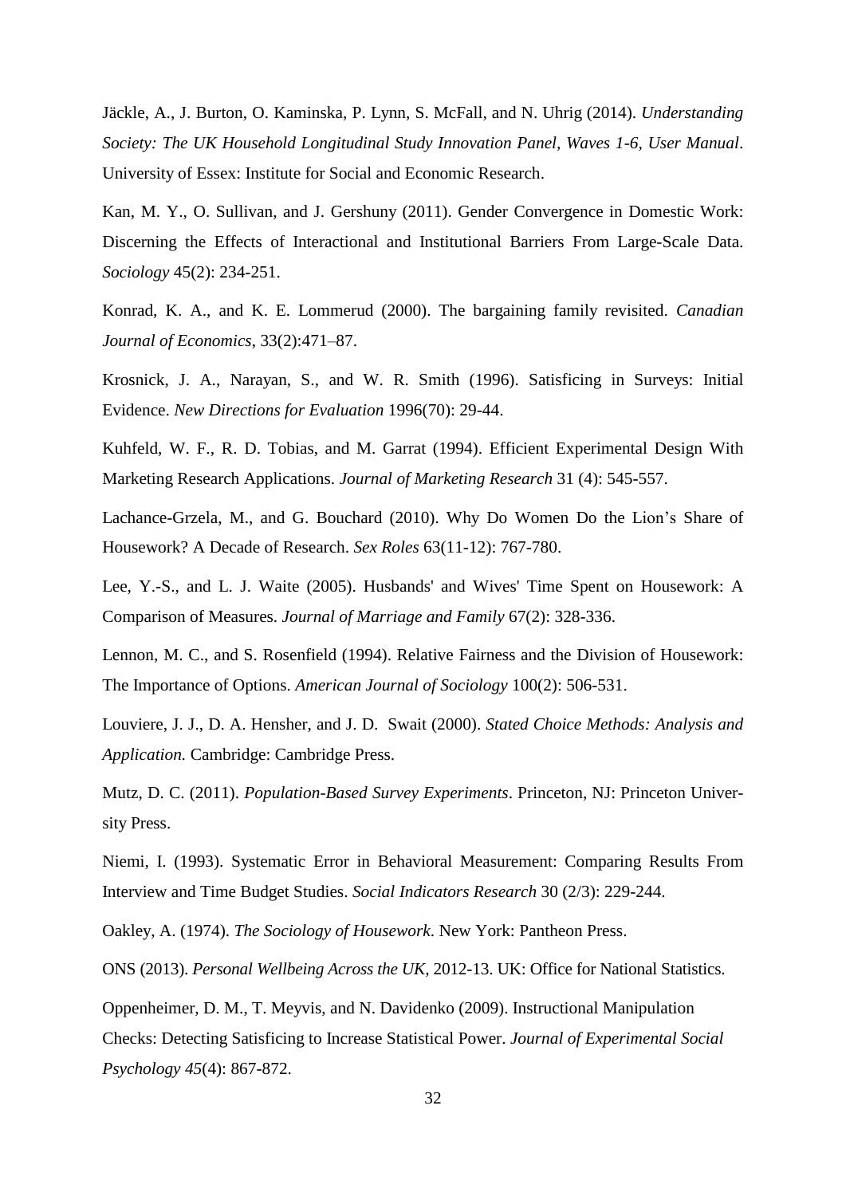Jäckle, A., J. Burton, O. Kaminska, P. Lynn, S. McFall, and N. Uhrig (2014). *Understanding Society: The UK Household Longitudinal Study Innovation Panel, Waves 1-6, User Manual*. University of Essex: Institute for Social and Economic Research.

Kan, M. Y., O. Sullivan, and J. Gershuny (2011). Gender Convergence in Domestic Work: Discerning the Effects of Interactional and Institutional Barriers From Large-Scale Data. *Sociology* 45(2): 234-251.

Konrad, K. A., and K. E. Lommerud (2000). The bargaining family revisited. *Canadian Journal of Economics*, 33(2):471–87.

Krosnick, J. A., Narayan, S., and W. R. Smith (1996). Satisficing in Surveys: Initial Evidence. *New Directions for Evaluation* 1996(70): 29-44.

Kuhfeld, W. F., R. D. Tobias, and M. Garrat (1994). Efficient Experimental Design With Marketing Research Applications. *Journal of Marketing Research* 31 (4): 545-557.

Lachance-Grzela, M., and G. Bouchard (2010). Why Do Women Do the Lion's Share of Housework? A Decade of Research. *Sex Roles* 63(11-12): 767-780.

Lee, Y.-S., and L. J. Waite (2005). Husbands' and Wives' Time Spent on Housework: A Comparison of Measures. *Journal of Marriage and Family* 67(2): 328-336.

Lennon, M. C., and S. Rosenfield (1994). Relative Fairness and the Division of Housework: The Importance of Options. *American Journal of Sociology* 100(2): 506-531.

Louviere, J. J., D. A. Hensher, and J. D. Swait (2000). *Stated Choice Methods: Analysis and Application.* Cambridge: Cambridge Press.

Mutz, D. C. (2011). *Population-Based Survey Experiments*. Princeton, NJ: Princeton University Press.

Niemi, I. (1993). Systematic Error in Behavioral Measurement: Comparing Results From Interview and Time Budget Studies. *Social Indicators Research* 30 (2/3): 229-244.

Oakley, A. (1974). *The Sociology of Housework*. New York: Pantheon Press.

ONS (2013). *Personal Wellbeing Across the UK*, 2012-13. UK: Office for National Statistics.

Oppenheimer, D. M., T. Meyvis, and N. Davidenko (2009). Instructional Manipulation Checks: Detecting Satisficing to Increase Statistical Power. *Journal of Experimental Social Psychology 45*(4): 867-872.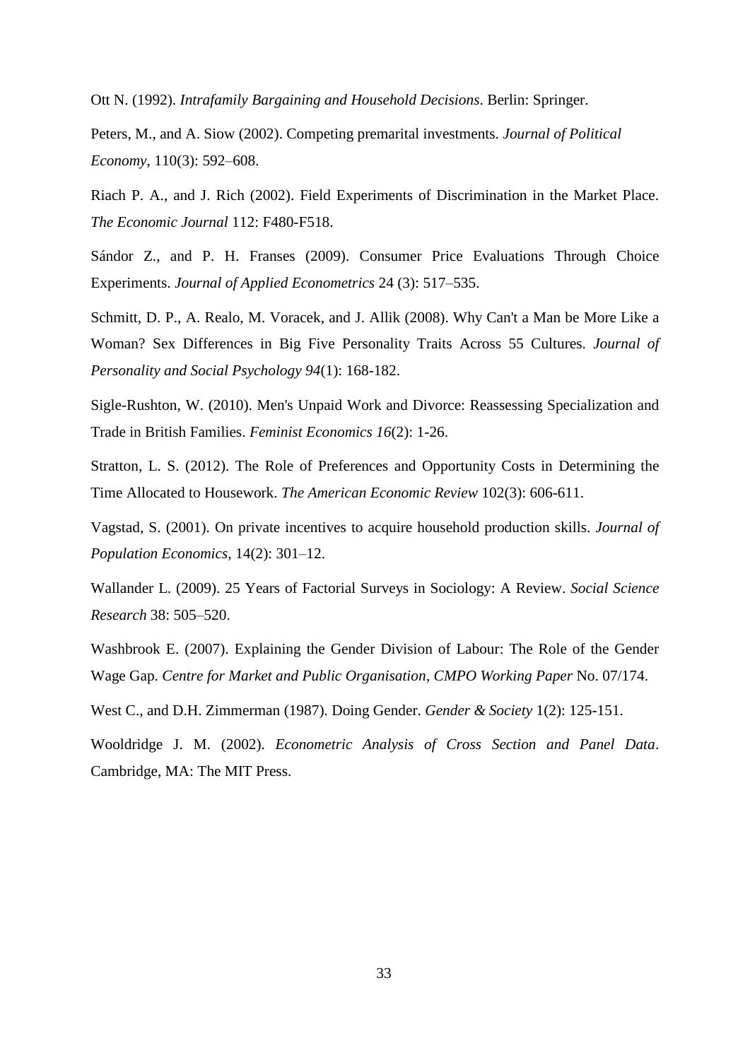Ott N. (1992). *Intrafamily Bargaining and Household Decisions*. Berlin: Springer.

Peters, M., and A. Siow (2002). Competing premarital investments. *Journal of Political Economy*, 110(3): 592–608.

Riach P. A., and J. Rich (2002). Field Experiments of Discrimination in the Market Place. *The Economic Journal* 112: F480-F518.

Sándor Z., and P. H. Franses (2009). Consumer Price Evaluations Through Choice Experiments. *Journal of Applied Econometrics* 24 (3): 517–535.

Schmitt, D. P., A. Realo, M. Voracek, and J. Allik (2008). Why Can't a Man be More Like a Woman? Sex Differences in Big Five Personality Traits Across 55 Cultures. *Journal of Personality and Social Psychology 94*(1): 168-182.

Sigle-Rushton, W. (2010). Men's Unpaid Work and Divorce: Reassessing Specialization and Trade in British Families. *Feminist Economics 16*(2): 1-26.

Stratton, L. S. (2012). The Role of Preferences and Opportunity Costs in Determining the Time Allocated to Housework. *The American Economic Review* 102(3): 606-611.

Vagstad, S. (2001). On private incentives to acquire household production skills. *Journal of Population Economics*, 14(2): 301–12.

Wallander L. (2009). 25 Years of Factorial Surveys in Sociology: A Review. *Social Science Research* 38: 505–520.

Washbrook E. (2007). Explaining the Gender Division of Labour: The Role of the Gender Wage Gap. *Centre for Market and Public Organisation*, *CMPO Working Paper* No. 07/174.

West C., and D.H. Zimmerman (1987). Doing Gender. *Gender & Society* 1(2): 125-151.

Wooldridge J. M. (2002). *Econometric Analysis of Cross Section and Panel Data*. Cambridge, MA: The MIT Press.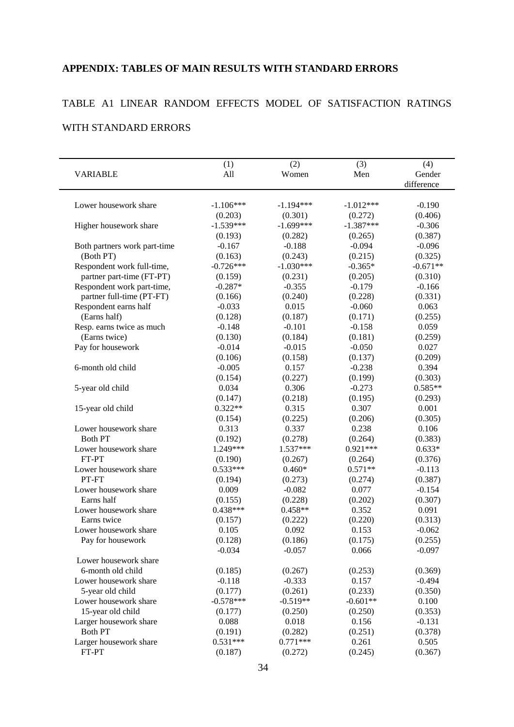## APPENDIX: TABLES OF MAIN RESULTS WITH STANDARD ERRORS

TABLE A1 LINEAR RANDOM EFFECTS MODEL OF SATISFACTION RATINGS WITH STANDARD ERRORS

| VARIABLE | (1) All | (2) Women | (3) Men | (4) Gender difference |
|---|---|---|---|---|
| Lower housework share | -1.106*** | -1.194*** | -1.012*** | -0.190 |
| | (0.203) | (0.301) | (0.272) | (0.406) |
| Higher housework share | -1.539*** | -1.699*** | -1.387*** | -0.306 |
| | (0.193) | (0.282) | (0.265) | (0.387) |
| Both partners work part-time | -0.167 | -0.188 | -0.094 | -0.096 |
| (Both PT) | (0.163) | (0.243) | (0.215) | (0.325) |
| Respondent work full-time, | -0.726*** | -1.030*** | -0.365* | -0.671** |
| partner part-time (FT-PT) | (0.159) | (0.231) | (0.205) | (0.310) |
| Respondent work part-time, | -0.287* | -0.355 | -0.179 | -0.166 |
| partner full-time (PT-FT) | (0.166) | (0.240) | (0.228) | (0.331) |
| Respondent earns half | -0.033 | 0.015 | -0.060 | 0.063 |
| (Earns half) | (0.128) | (0.187) | (0.171) | (0.255) |
| Resp. earns twice as much | -0.148 | -0.101 | -0.158 | 0.059 |
| (Earns twice) | (0.130) | (0.184) | (0.181) | (0.259) |
| Pay for housework | -0.014 | -0.015 | -0.050 | 0.027 |
| | (0.106) | (0.158) | (0.137) | (0.209) |
| 6-month old child | -0.005 | 0.157 | -0.238 | 0.394 |
| | (0.154) | (0.227) | (0.199) | (0.303) |
| 5-year old child | 0.034 | 0.306 | -0.273 | 0.585** |
| | (0.147) | (0.218) | (0.195) | (0.293) |
| 15-year old child | 0.322** | 0.315 | 0.307 | 0.001 |
| | (0.154) | (0.225) | (0.206) | (0.305) |
| Lower housework share | 0.313 | 0.337 | 0.238 | 0.106 |
| Both PT | (0.192) | (0.278) | (0.264) | (0.383) |
| Lower housework share | 1.249*** | 1.537*** | 0.921*** | 0.633* |
| FT-PT | (0.190) | (0.267) | (0.264) | (0.376) |
| Lower housework share | 0.533*** | 0.460* | 0.571** | -0.113 |
| PT-FT | (0.194) | (0.273) | (0.274) | (0.387) |
| Lower housework share | 0.009 | -0.082 | 0.077 | -0.154 |
| Earns half | (0.155) | (0.228) | (0.202) | (0.307) |
| Lower housework share | 0.438*** | 0.458** | 0.352 | 0.091 |
| Earns twice | (0.157) | (0.222) | (0.220) | (0.313) |
| Lower housework share | 0.105 | 0.092 | 0.153 | -0.062 |
| Pay for housework | (0.128) | (0.186) | (0.175) | (0.255) |
| Lower housework share | -0.034 | -0.057 | 0.066 | -0.097 |
| 6-month old child | (0.185) | (0.267) | (0.253) | (0.369) |
| Lower housework share | -0.118 | -0.333 | 0.157 | -0.494 |
| 5-year old child | (0.177) | (0.261) | (0.233) | (0.350) |
| Lower housework share | -0.578*** | -0.519** | -0.601** | 0.100 |
| 15-year old child | (0.177) | (0.250) | (0.250) | (0.353) |
| Larger housework share | 0.088 | 0.018 | 0.156 | -0.131 |
| Both PT | (0.191) | (0.282) | (0.251) | (0.378) |
| Larger housework share | 0.531*** | 0.771*** | 0.261 | 0.505 |
| FT-PT | (0.187) | (0.272) | (0.245) | (0.367) |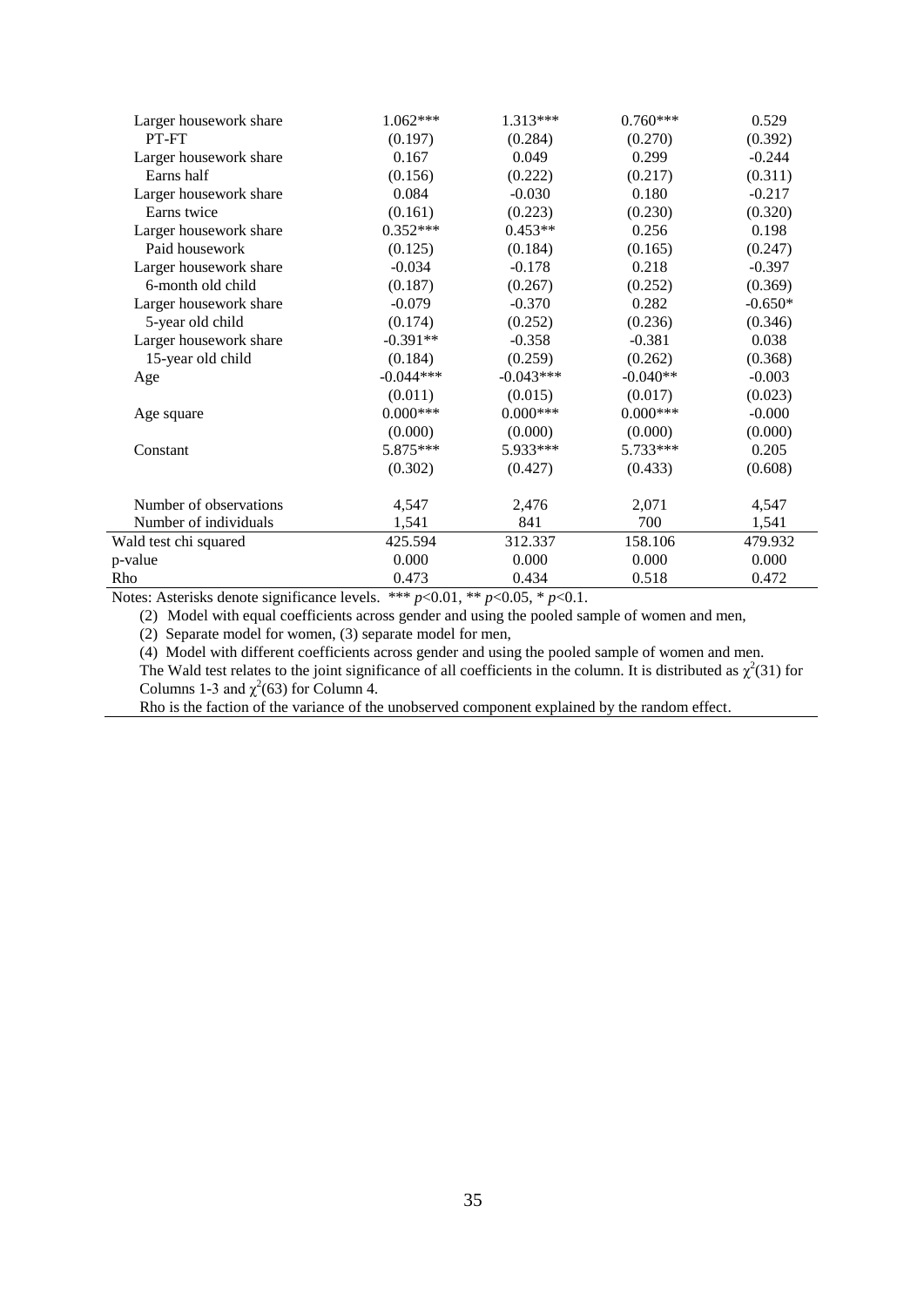| | | | | |
|---|---|---|---|---|
| Larger housework share PT-FT | 1.062*** | 1.313*** | 0.760*** | 0.529 |
| | (0.197) | (0.284) | (0.270) | (0.392) |
| Larger housework share Earns half | 0.167 | 0.049 | 0.299 | -0.244 |
| | (0.156) | (0.222) | (0.217) | (0.311) |
| Larger housework share Earns twice | 0.084 | -0.030 | 0.180 | -0.217 |
| | (0.161) | (0.223) | (0.230) | (0.320) |
| Larger housework share Paid housework | 0.352*** | 0.453** | 0.256 | 0.198 |
| | (0.125) | (0.184) | (0.165) | (0.247) |
| Larger housework share 6-month old child | -0.034 | -0.178 | 0.218 | -0.397 |
| | (0.187) | (0.267) | (0.252) | (0.369) |
| Larger housework share 5-year old child | -0.079 | -0.370 | 0.282 | -0.650* |
| | (0.174) | (0.252) | (0.236) | (0.346) |
| Larger housework share 15-year old child | -0.391** | -0.358 | -0.381 | 0.038 |
| | (0.184) | (0.259) | (0.262) | (0.368) |
| Age | -0.044*** | -0.043*** | -0.040** | -0.003 |
| | (0.011) | (0.015) | (0.017) | (0.023) |
| Age square | 0.000*** | 0.000*** | 0.000*** | -0.000 |
| | (0.000) | (0.000) | (0.000) | (0.000) |
| Constant | 5.875*** | 5.933*** | 5.733*** | 0.205 |
| | (0.302) | (0.427) | (0.433) | (0.608) |
| Number of observations | 4,547 | 2,476 | 2,071 | 4,547 |
| Number of individuals | 1,541 | 841 | 700 | 1,541 |
| Wald test chi squared | 425.594 | 312.337 | 158.106 | 479.932 |
| p-value | 0.000 | 0.000 | 0.000 | 0.000 |
| Rho | 0.473 | 0.434 | 0.518 | 0.472 |

Notes: Asterisks denote significance levels. *** $p$<0.01, ** $p$<0.05, * $p$<0.1.

(2) Model with equal coefficients across gender and using the pooled sample of women and men,

(2) Separate model for women, (3) separate model for men,

(4) Model with different coefficients across gender and using the pooled sample of women and men.

The Wald test relates to the joint significance of all coefficients in the column. It is distributed as $\chi^2(31)$ for Columns 1-3 and $\chi^2(63)$ for Column 4.

Rho is the faction of the variance of the unobserved component explained by the random effect.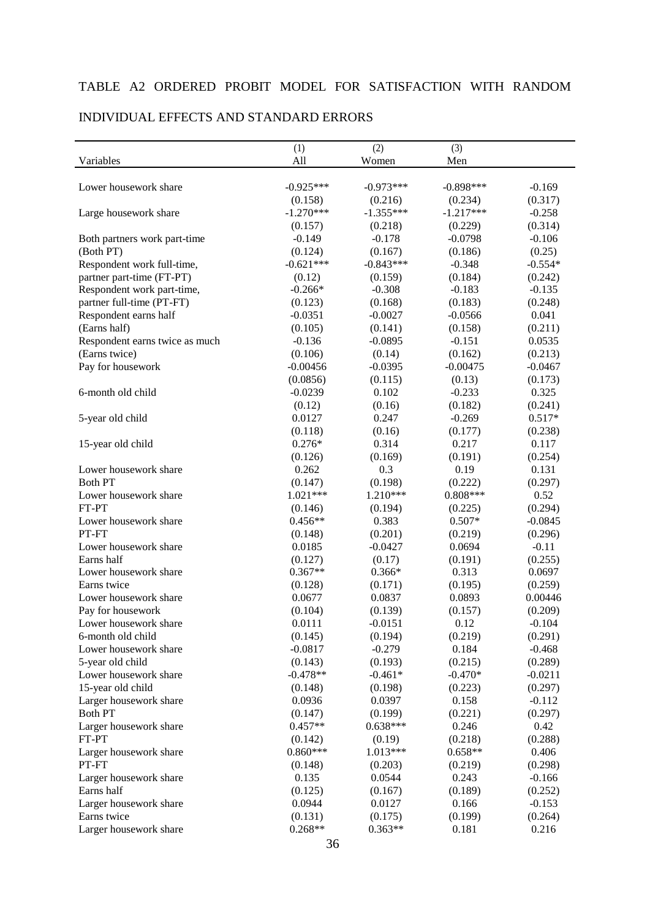TABLE A2 ORDERED PROBIT MODEL FOR SATISFACTION WITH RANDOM INDIVIDUAL EFFECTS AND STANDARD ERRORS

| Variables | (1) All | (2) Women | (3) Men | |
|---|---|---|---|---|
| Lower housework share | -0.925*** | -0.973*** | -0.898*** | -0.169 |
| | (0.158) | (0.216) | (0.234) | (0.317) |
| Large housework share | -1.270*** | -1.355*** | -1.217*** | -0.258 |
| | (0.157) | (0.218) | (0.229) | (0.314) |
| Both partners work part-time | -0.149 | -0.178 | -0.0798 | -0.106 |
| (Both PT) | (0.124) | (0.167) | (0.186) | (0.25) |
| Respondent work full-time, | -0.621*** | -0.843*** | -0.348 | -0.554* |
| partner part-time (FT-PT) | (0.12) | (0.159) | (0.184) | (0.242) |
| Respondent work part-time, | -0.266* | -0.308 | -0.183 | -0.135 |
| partner full-time (PT-FT) | (0.123) | (0.168) | (0.183) | (0.248) |
| Respondent earns half | -0.0351 | -0.0027 | -0.0566 | 0.041 |
| (Earns half) | (0.105) | (0.141) | (0.158) | (0.211) |
| Respondent earns twice as much | -0.136 | -0.0895 | -0.151 | 0.0535 |
| (Earns twice) | (0.106) | (0.14) | (0.162) | (0.213) |
| Pay for housework | -0.00456 | -0.0395 | -0.00475 | -0.0467 |
| | (0.0856) | (0.115) | (0.13) | (0.173) |
| 6-month old child | -0.0239 | 0.102 | -0.233 | 0.325 |
| | (0.12) | (0.16) | (0.182) | (0.241) |
| 5-year old child | 0.0127 | 0.247 | -0.269 | 0.517* |
| | (0.118) | (0.16) | (0.177) | (0.238) |
| 15-year old child | 0.276* | 0.314 | 0.217 | 0.117 |
| | (0.126) | (0.169) | (0.191) | (0.254) |
| Lower housework share | 0.262 | 0.3 | 0.19 | 0.131 |
| Both PT | (0.147) | (0.198) | (0.222) | (0.297) |
| Lower housework share | 1.021*** | 1.210*** | 0.808*** | 0.52 |
| FT-PT | (0.146) | (0.194) | (0.225) | (0.294) |
| Lower housework share | 0.456** | 0.383 | 0.507* | -0.0845 |
| PT-FT | (0.148) | (0.201) | (0.219) | (0.296) |
| Lower housework share | 0.0185 | -0.0427 | 0.0694 | -0.11 |
| Earns half | (0.127) | (0.17) | (0.191) | (0.255) |
| Lower housework share | 0.367** | 0.366* | 0.313 | 0.0697 |
| Earns twice | (0.128) | (0.171) | (0.195) | (0.259) |
| Lower housework share | 0.0677 | 0.0837 | 0.0893 | 0.00446 |
| Pay for housework | (0.104) | (0.139) | (0.157) | (0.209) |
| Lower housework share | 0.0111 | -0.0151 | 0.12 | -0.104 |
| 6-month old child | (0.145) | (0.194) | (0.219) | (0.291) |
| Lower housework share | -0.0817 | -0.279 | 0.184 | -0.468 |
| 5-year old child | (0.143) | (0.193) | (0.215) | (0.289) |
| Lower housework share | -0.478** | -0.461* | -0.470* | -0.0211 |
| 15-year old child | (0.148) | (0.198) | (0.223) | (0.297) |
| Larger housework share | 0.0936 | 0.0397 | 0.158 | -0.112 |
| Both PT | (0.147) | (0.199) | (0.221) | (0.297) |
| Larger housework share | 0.457** | 0.638*** | 0.246 | 0.42 |
| FT-PT | (0.142) | (0.19) | (0.218) | (0.288) |
| Larger housework share | 0.860*** | 1.013*** | 0.658** | 0.406 |
| PT-FT | (0.148) | (0.203) | (0.219) | (0.298) |
| Larger housework share | 0.135 | 0.0544 | 0.243 | -0.166 |
| Earns half | (0.125) | (0.167) | (0.189) | (0.252) |
| Larger housework share | 0.0944 | 0.0127 | 0.166 | -0.153 |
| Earns twice | (0.131) | (0.175) | (0.199) | (0.264) |
| Larger housework share | 0.268** | 0.363** | 0.181 | 0.216 |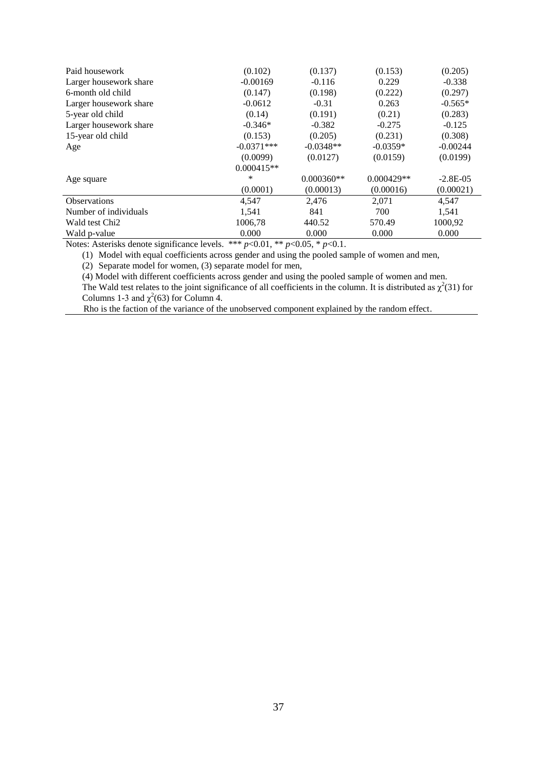| | | | | |
|---|---|---|---|---|
| Paid housework | (0.102) | (0.137) | (0.153) | (0.205) |
| Larger housework share | -0.00169 | -0.116 | 0.229 | -0.338 |
| 6-month old child | (0.147) | (0.198) | (0.222) | (0.297) |
| Larger housework share | -0.0612 | -0.31 | 0.263 | -0.565* |
| 5-year old child | (0.14) | (0.191) | (0.21) | (0.283) |
| Larger housework share | -0.346* | -0.382 | -0.275 | -0.125 |
| 15-year old child | (0.153) | (0.205) | (0.231) | (0.308) |
| Age | -0.0371*** | -0.0348** | -0.0359* | -0.00244 |
| | (0.0099) | (0.0127) | (0.0159) | (0.0199) |
| Age square | 0.000415*** | 0.000360** | 0.000429** | -2.8E-05 |
| | (0.0001) | (0.00013) | (0.00016) | (0.00021) |
| Observations | 4,547 | 2,476 | 2,071 | 4,547 |
| Number of individuals | 1,541 | 841 | 700 | 1,541 |
| Wald test Chi2 | 1006,78 | 440.52 | 570.49 | 1000,92 |
| Wald p-value | 0.000 | 0.000 | 0.000 | 0.000 |

Notes: Asterisks denote significance levels. *** $p<0.01$, ** $p<0.05$, * $p<0.1$.

(1) Model with equal coefficients across gender and using the pooled sample of women and men,

(2) Separate model for women, (3) separate model for men,

(4) Model with different coefficients across gender and using the pooled sample of women and men.

The Wald test relates to the joint significance of all coefficients in the column. It is distributed as $\chi^2(31)$ for Columns 1-3 and $\chi^2(63)$ for Column 4.

Rho is the faction of the variance of the unobserved component explained by the random effect.